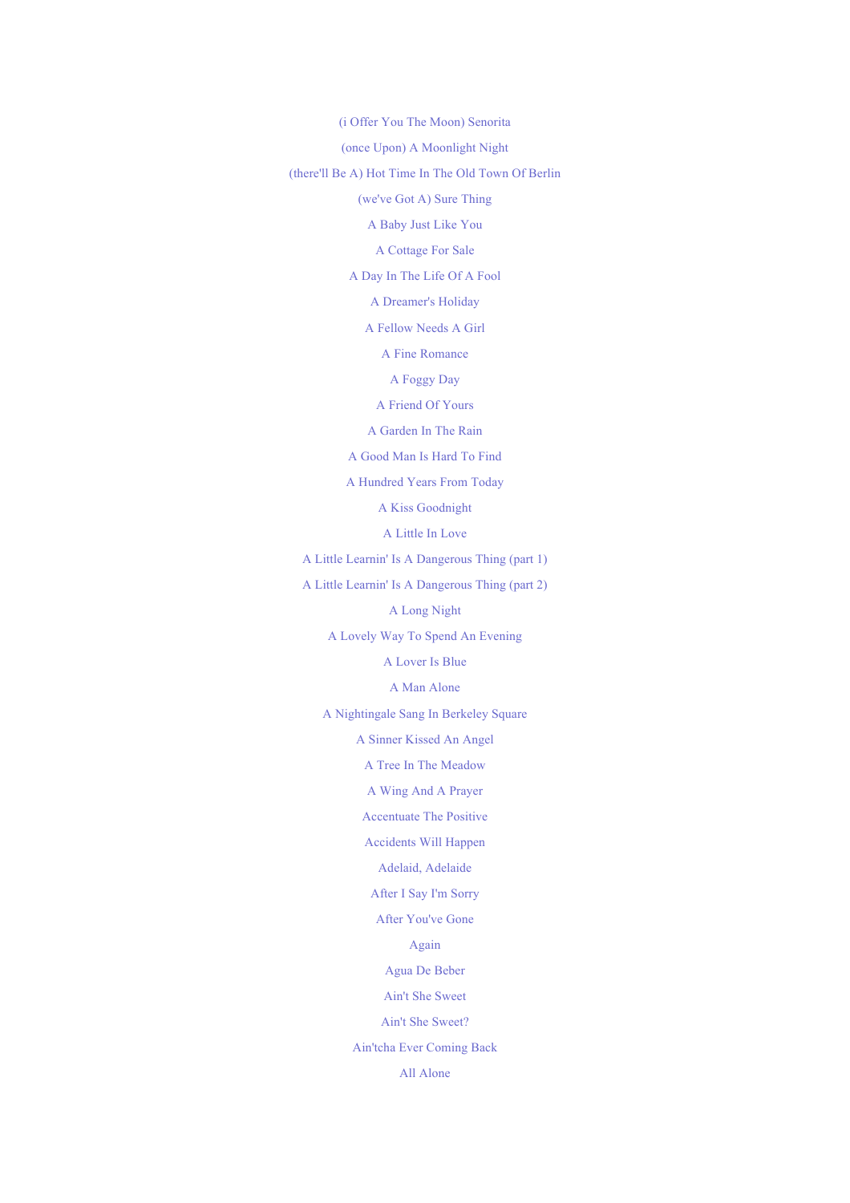(i Offer You The Moon) Senorita

(once Upon) A Moonlight Night

(there'll Be A) Hot Time In The Old Town Of Berlin

(we've Got A) Sure Thing

A Baby Just Like You

A Cottage For Sale

A Day In The Life Of A Fool

A Dreamer's Holiday

A Fellow Needs A Girl

A Fine Romance

A Foggy Day

A Friend Of Yours

A Garden In The Rain

A Good Man Is Hard To Find

A Hundred Years From Today

A Kiss Goodnight

A Little In Love

A Little Learnin' Is A Dangerous Thing (part 1)

A Little Learnin' Is A Dangerous Thing (part 2)

A Long Night

A Lovely Way To Spend An Evening

A Lover Is Blue

A Man Alone

A Nightingale Sang In Berkeley Square

A Sinner Kissed An Angel

A Tree In The Meadow

A Wing And A Prayer

Accentuate The Positive

Accidents Will Happen

Adelaid, Adelaide

After I Say I'm Sorry

After You've Gone

Again

Agua De Beber

Ain't She Sweet

Ain't She Sweet?

Ain'tcha Ever Coming Back

All Alone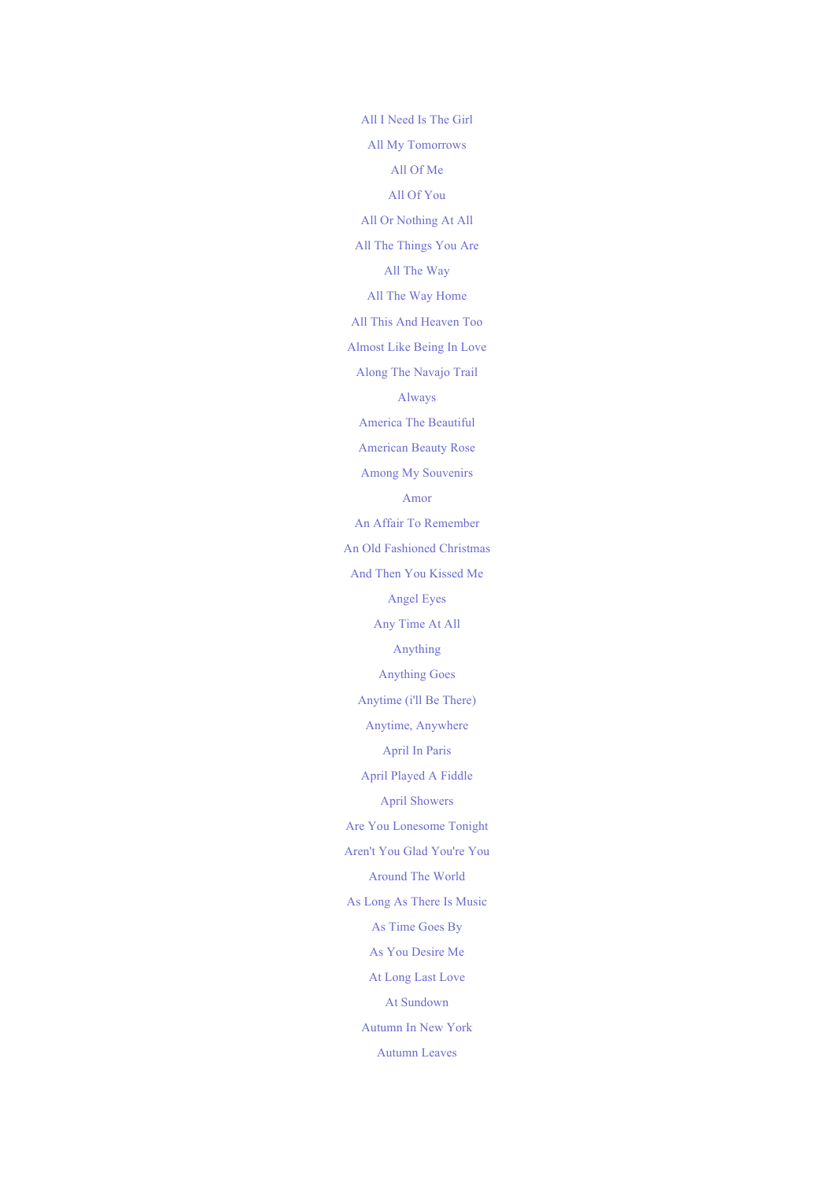All I Need Is The Girl

All My Tomorrows

All Of Me

All Of You

All Or Nothing At All

All The Things You Are

All The Way

All The Way Home

All This And Heaven Too

Almost Like Being In Love

Along The Navajo Trail

Always

America The Beautiful

American Beauty Rose

Among My Souvenirs

Amor

An Affair To Remember

An Old Fashioned Christmas

And Then You Kissed Me

Angel Eyes

Any Time At All

Anything

Anything Goes

Anytime (i'll Be There)

Anytime, Anywhere

April In Paris

April Played A Fiddle

April Showers

Are You Lonesome Tonight

Aren't You Glad You're You

Around The World

As Long As There Is Music

As Time Goes By

As You Desire Me

At Long Last Love

At Sundown

Autumn In New York

Autumn Leaves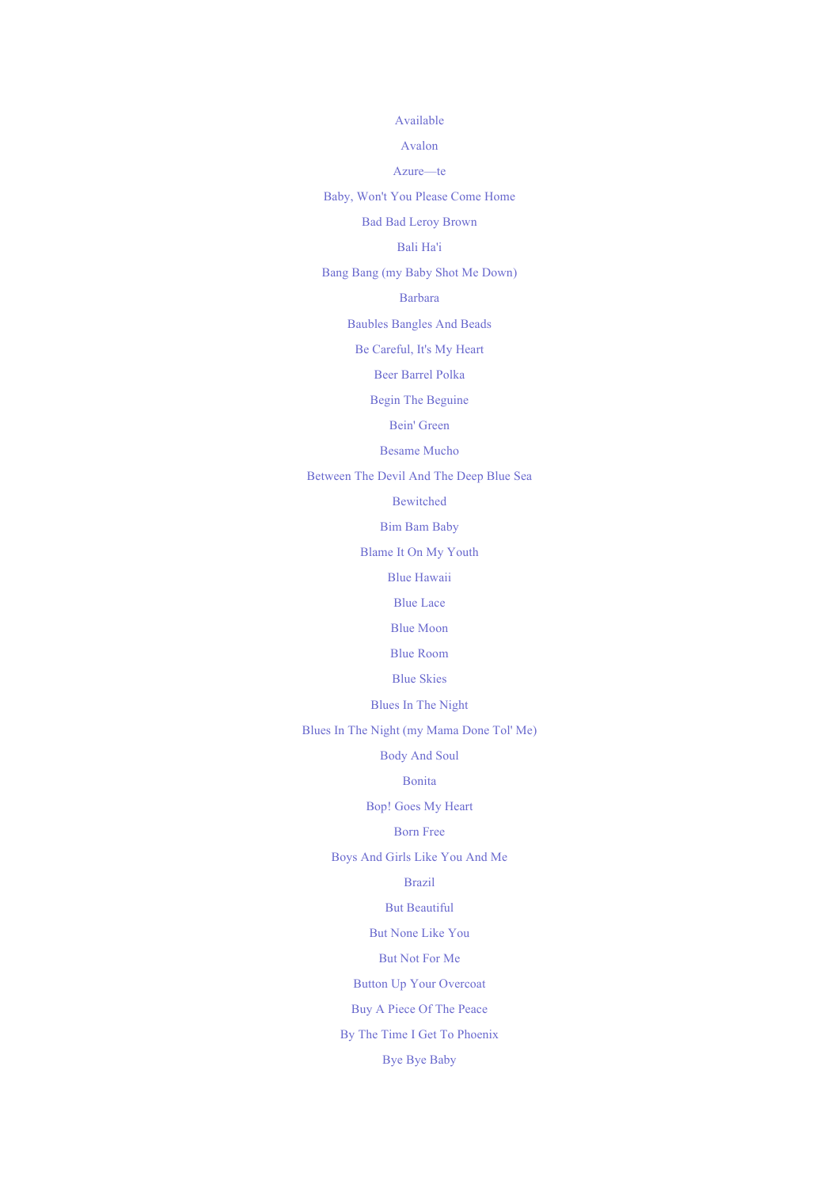Available

Avalon

Azure—te

Baby, Won't You Please Come Home

Bad Bad Leroy Brown

Bali Ha'i

Bang Bang (my Baby Shot Me Down)

Barbara

Baubles Bangles And Beads

Be Careful, It's My Heart

Beer Barrel Polka

Begin The Beguine

Bein' Green

Besame Mucho

Between The Devil And The Deep Blue Sea

Bewitched

Bim Bam Baby

Blame It On My Youth

Blue Hawaii

Blue Lace

Blue Moon

Blue Room

Blue Skies

Blues In The Night

Blues In The Night (my Mama Done Tol' Me)

Body And Soul

Bonita

Bop! Goes My Heart

Born Free

Boys And Girls Like You And Me

Brazil

But Beautiful

But None Like You

But Not For Me

Button Up Your Overcoat

Buy A Piece Of The Peace

By The Time I Get To Phoenix

Bye Bye Baby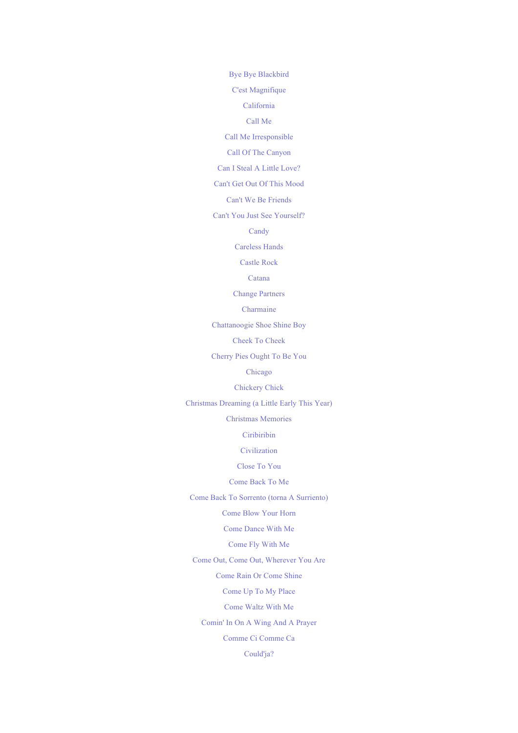Bye Bye Blackbird

C'est Magnifique

California

Call Me

Call Me Irresponsible

Call Of The Canyon

Can I Steal A Little Love?

Can't Get Out Of This Mood

Can't We Be Friends

Can't You Just See Yourself?

Candy

Careless Hands

Castle Rock

Catana

Change Partners

Charmaine

Chattanoogie Shoe Shine Boy

Cheek To Cheek

Cherry Pies Ought To Be You

Chicago

Chickery Chick

Christmas Dreaming (a Little Early This Year)

Christmas Memories

Ciribiribin

Civilization

Close To You

Come Back To Me

Come Back To Sorrento (torna A Surriento)

Come Blow Your Horn

Come Dance With Me

Come Fly With Me

Come Out, Come Out, Wherever You Are

Come Rain Or Come Shine

Come Up To My Place

Come Waltz With Me

Comin' In On A Wing And A Prayer

Comme Ci Comme Ca

Could'ja?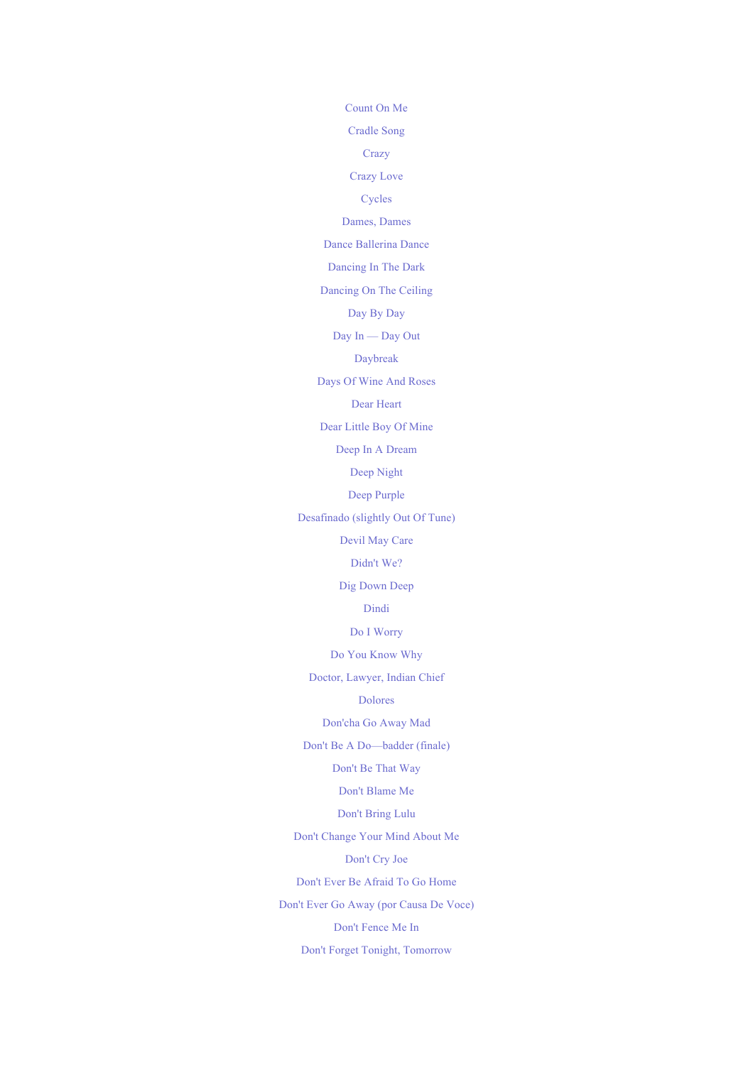Count On Me

Cradle Song

Crazy

Crazy Love

Cycles

Dames, Dames

Dance Ballerina Dance

Dancing In The Dark

Dancing On The Ceiling

Day By Day

Day In — Day Out

Daybreak

Days Of Wine And Roses

Dear Heart

Dear Little Boy Of Mine

Deep In A Dream

Deep Night

Deep Purple

Desafinado (slightly Out Of Tune)

Devil May Care

Didn't We?

Dig Down Deep

Dindi

Do I Worry

Do You Know Why

Doctor, Lawyer, Indian Chief

Dolores

Don'cha Go Away Mad

Don't Be A Do—badder (finale)

Don't Be That Way

Don't Blame Me

Don't Bring Lulu

Don't Change Your Mind About Me

Don't Cry Joe

Don't Ever Be Afraid To Go Home

Don't Ever Go Away (por Causa De Voce)

Don't Fence Me In

Don't Forget Tonight, Tomorrow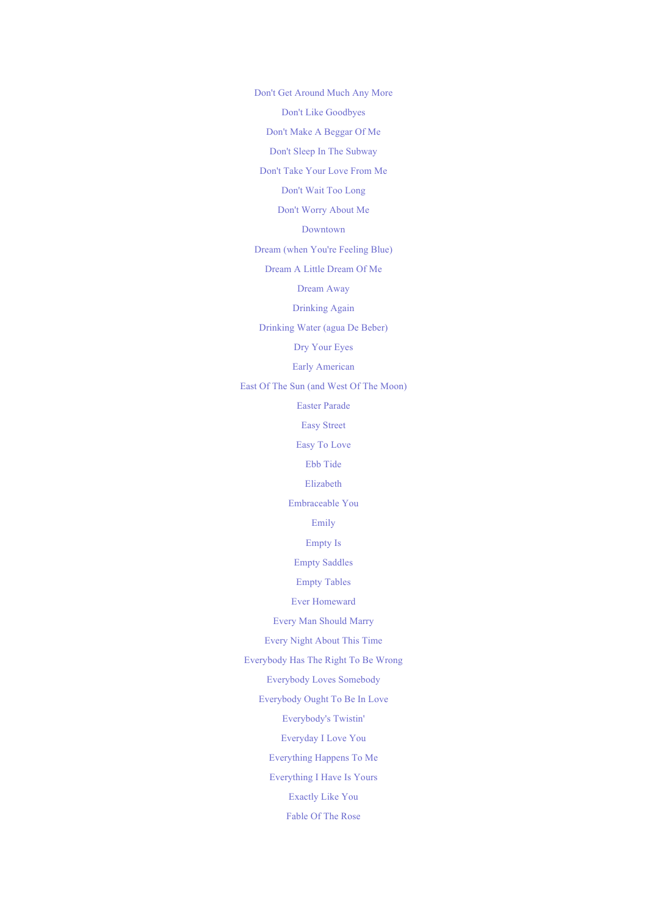Don't Get Around Much Any More

Don't Like Goodbyes

Don't Make A Beggar Of Me

Don't Sleep In The Subway

Don't Take Your Love From Me

Don't Wait Too Long

Don't Worry About Me

Downtown

Dream (when You're Feeling Blue)

Dream A Little Dream Of Me

Dream Away

Drinking Again

Drinking Water (agua De Beber)

Dry Your Eyes

Early American

East Of The Sun (and West Of The Moon)

Easter Parade

Easy Street

Easy To Love

Ebb Tide

Elizabeth

Embraceable You

Emily

Empty Is

Empty Saddles

Empty Tables

Ever Homeward

Every Man Should Marry

Every Night About This Time

Everybody Has The Right To Be Wrong

Everybody Loves Somebody

Everybody Ought To Be In Love

Everybody's Twistin'

Everyday I Love You

Everything Happens To Me

Everything I Have Is Yours

Exactly Like You

Fable Of The Rose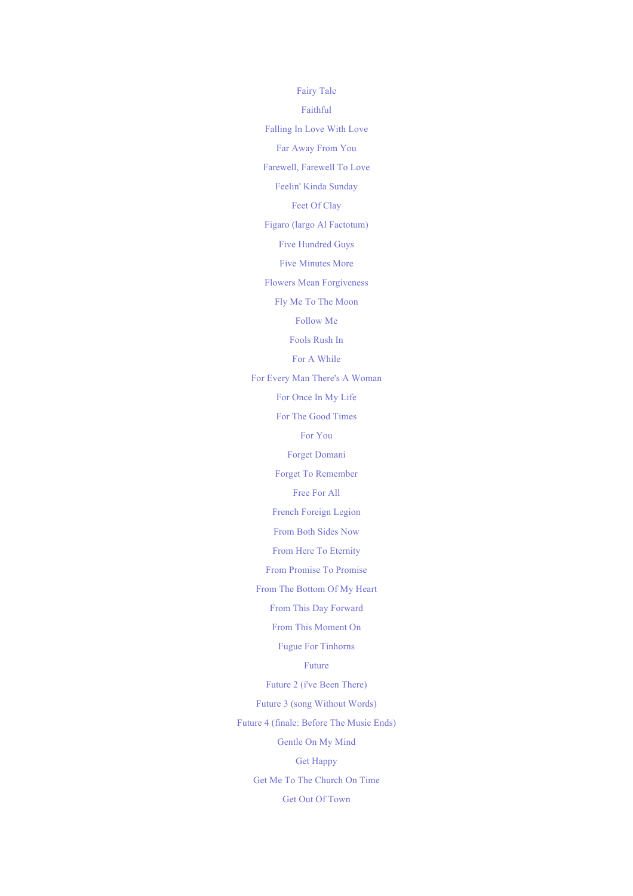Fairy Tale

Faithful

Falling In Love With Love

Far Away From You

Farewell, Farewell To Love

Feelin' Kinda Sunday

Feet Of Clay

Figaro (largo Al Factotum)

Five Hundred Guys

Five Minutes More

Flowers Mean Forgiveness

Fly Me To The Moon

Follow Me

Fools Rush In

For A While

For Every Man There's A Woman

For Once In My Life

For The Good Times

For You

Forget Domani

Forget To Remember

Free For All

French Foreign Legion

From Both Sides Now

From Here To Eternity

From Promise To Promise

From The Bottom Of My Heart

From This Day Forward

From This Moment On

Fugue For Tinhorns

Future

Future 2 (i've Been There)

Future 3 (song Without Words)

Future 4 (finale: Before The Music Ends)

Gentle On My Mind

Get Happy

Get Me To The Church On Time

Get Out Of Town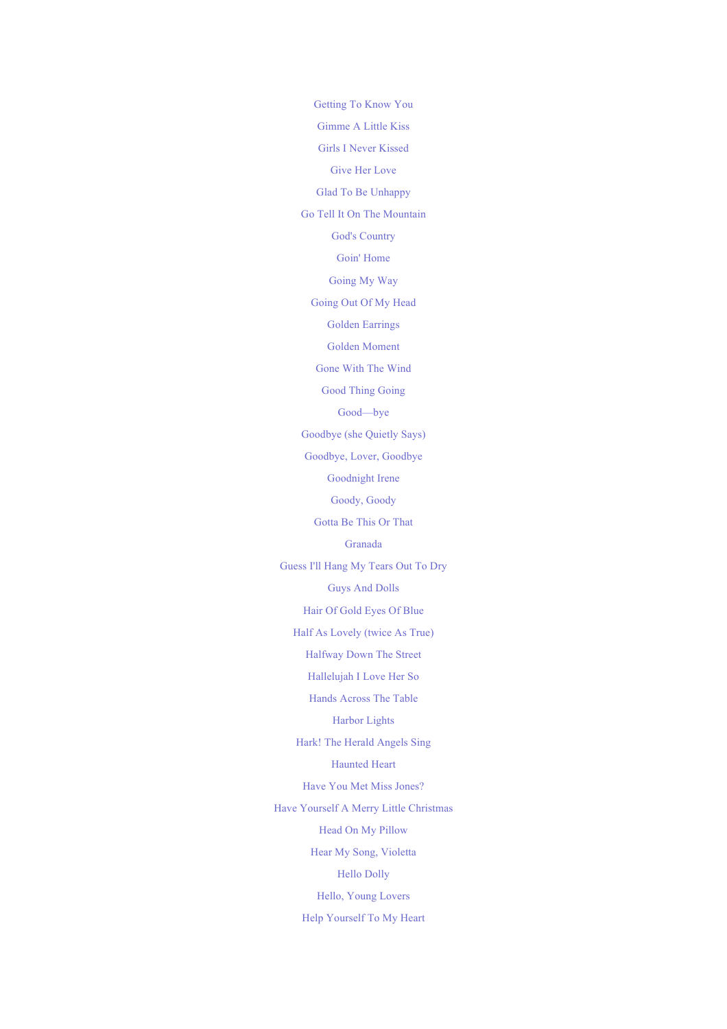Getting To Know You

Gimme A Little Kiss

Girls I Never Kissed

Give Her Love

Glad To Be Unhappy

Go Tell It On The Mountain

God's Country

Goin' Home

Going My Way

Going Out Of My Head

Golden Earrings

Golden Moment

Gone With The Wind

Good Thing Going

Good—bye

Goodbye (she Quietly Says)

Goodbye, Lover, Goodbye

Goodnight Irene

Goody, Goody

Gotta Be This Or That

Granada

Guess I'll Hang My Tears Out To Dry

Guys And Dolls

Hair Of Gold Eyes Of Blue

Half As Lovely (twice As True)

Halfway Down The Street

Hallelujah I Love Her So

Hands Across The Table

Harbor Lights

Hark! The Herald Angels Sing

Haunted Heart

Have You Met Miss Jones?

Have Yourself A Merry Little Christmas

Head On My Pillow

Hear My Song, Violetta

Hello Dolly

Hello, Young Lovers

Help Yourself To My Heart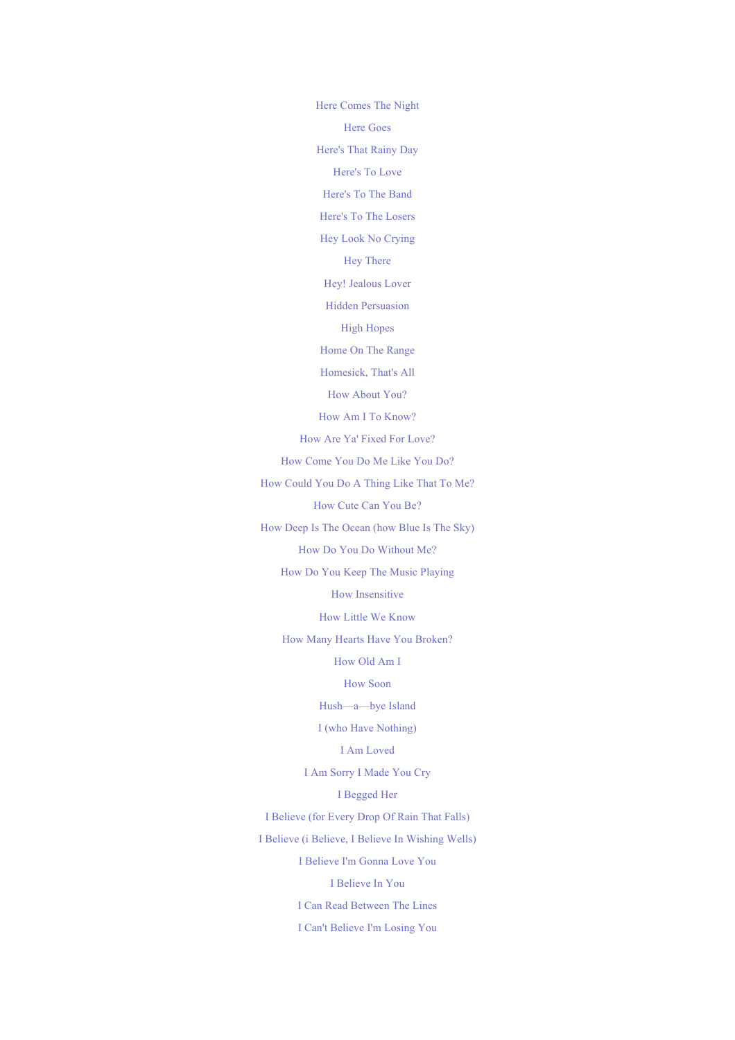Here Comes The Night

Here Goes

Here's That Rainy Day

Here's To Love

Here's To The Band

Here's To The Losers

Hey Look No Crying

Hey There

Hey! Jealous Lover

Hidden Persuasion

High Hopes

Home On The Range

Homesick, That's All

How About You?

How Am I To Know?

How Are Ya' Fixed For Love?

How Come You Do Me Like You Do?

How Could You Do A Thing Like That To Me?

How Cute Can You Be?

How Deep Is The Ocean (how Blue Is The Sky)

How Do You Do Without Me?

How Do You Keep The Music Playing

How Insensitive

How Little We Know

How Many Hearts Have You Broken?

How Old Am I

How Soon

Hush—a—bye Island

I (who Have Nothing)

I Am Loved

I Am Sorry I Made You Cry

I Begged Her

I Believe (for Every Drop Of Rain That Falls)

I Believe (i Believe, I Believe In Wishing Wells)

I Believe I'm Gonna Love You

I Believe In You

I Can Read Between The Lines

I Can't Believe I'm Losing You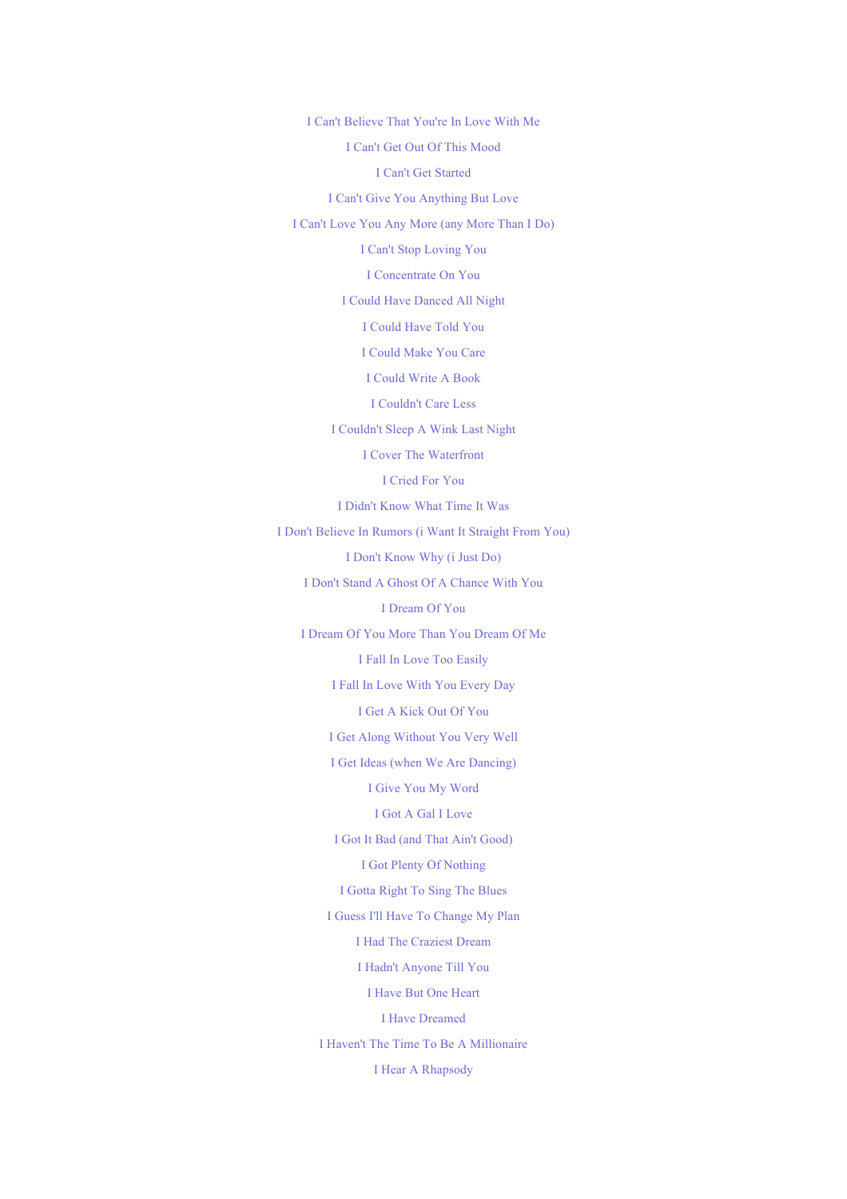I Can't Believe That You're In Love With Me

I Can't Get Out Of This Mood

I Can't Get Started

I Can't Give You Anything But Love

I Can't Love You Any More (any More Than I Do)

I Can't Stop Loving You

I Concentrate On You

I Could Have Danced All Night

I Could Have Told You

I Could Make You Care

I Could Write A Book

I Couldn't Care Less

I Couldn't Sleep A Wink Last Night

I Cover The Waterfront

I Cried For You

I Didn't Know What Time It Was

I Don't Believe In Rumors (i Want It Straight From You)

I Don't Know Why (i Just Do)

I Don't Stand A Ghost Of A Chance With You

I Dream Of You

I Dream Of You More Than You Dream Of Me

I Fall In Love Too Easily

I Fall In Love With You Every Day

I Get A Kick Out Of You

I Get Along Without You Very Well

I Get Ideas (when We Are Dancing)

I Give You My Word

I Got A Gal I Love

I Got It Bad (and That Ain't Good)

I Got Plenty Of Nothing

I Gotta Right To Sing The Blues

I Guess I'll Have To Change My Plan

I Had The Craziest Dream

I Hadn't Anyone Till You

I Have But One Heart

I Have Dreamed

I Haven't The Time To Be A Millionaire

I Hear A Rhapsody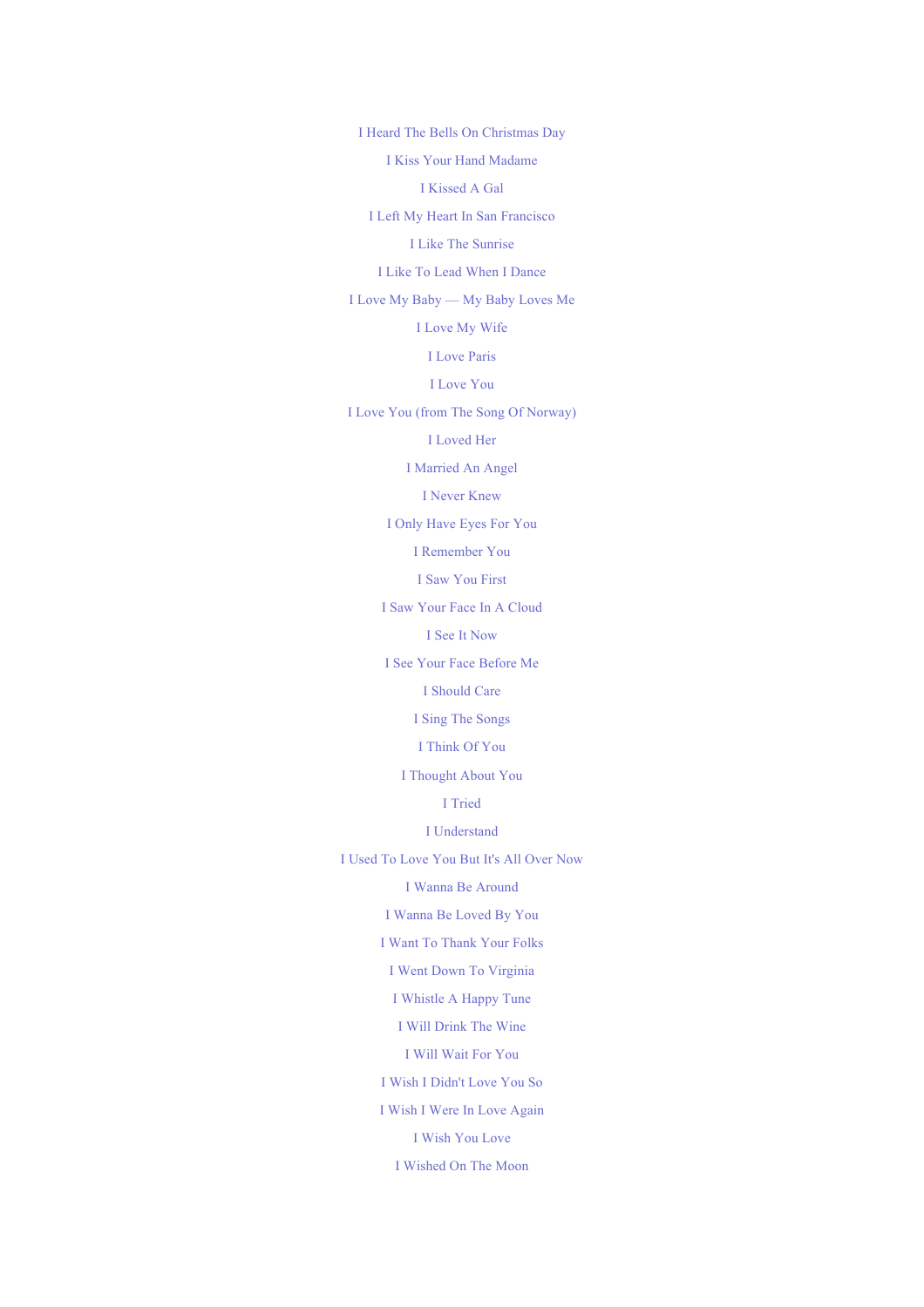I Heard The Bells On Christmas Day

I Kiss Your Hand Madame

I Kissed A Gal

I Left My Heart In San Francisco

I Like The Sunrise

I Like To Lead When I Dance

I Love My Baby — My Baby Loves Me

I Love My Wife

I Love Paris

I Love You

I Love You (from The Song Of Norway)

I Loved Her

I Married An Angel

I Never Knew

I Only Have Eyes For You

I Remember You

I Saw You First

I Saw Your Face In A Cloud

I See It Now

I See Your Face Before Me

I Should Care

I Sing The Songs

I Think Of You

I Thought About You

I Tried

I Understand

I Used To Love You But It's All Over Now

I Wanna Be Around

I Wanna Be Loved By You

I Want To Thank Your Folks

I Went Down To Virginia

I Whistle A Happy Tune

I Will Drink The Wine

I Will Wait For You

I Wish I Didn't Love You So

I Wish I Were In Love Again

I Wish You Love

I Wished On The Moon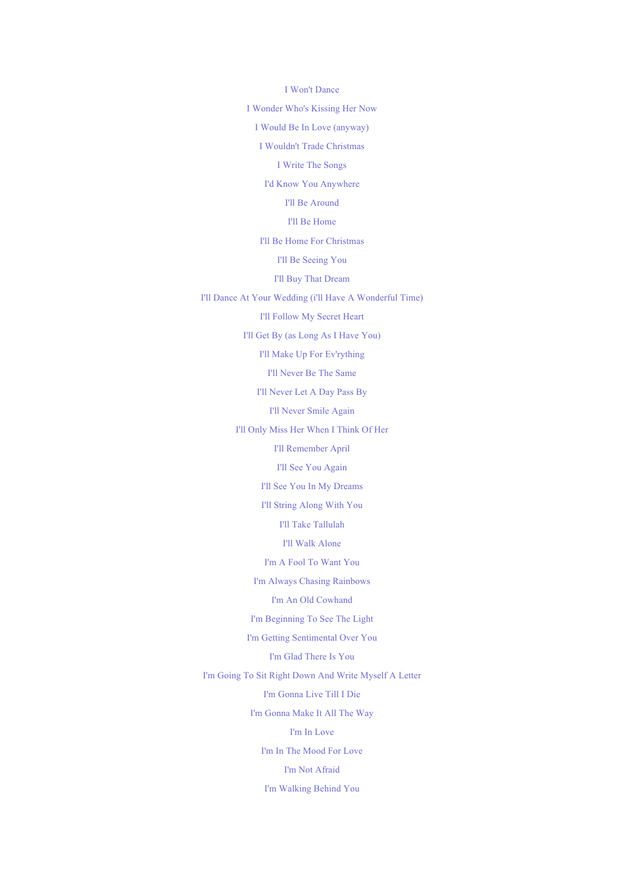I Won't Dance

I Wonder Who's Kissing Her Now

I Would Be In Love (anyway)

I Wouldn't Trade Christmas

I Write The Songs

I'd Know You Anywhere

I'll Be Around

I'll Be Home

I'll Be Home For Christmas

I'll Be Seeing You

I'll Buy That Dream

I'll Dance At Your Wedding (i'll Have A Wonderful Time)

I'll Follow My Secret Heart

I'll Get By (as Long As I Have You)

I'll Make Up For Ev'rything

I'll Never Be The Same

I'll Never Let A Day Pass By

I'll Never Smile Again

I'll Only Miss Her When I Think Of Her

I'll Remember April

I'll See You Again

I'll See You In My Dreams

I'll String Along With You

I'll Take Tallulah

I'll Walk Alone

I'm A Fool To Want You

I'm Always Chasing Rainbows

I'm An Old Cowhand

I'm Beginning To See The Light

I'm Getting Sentimental Over You

I'm Glad There Is You

I'm Going To Sit Right Down And Write Myself A Letter

I'm Gonna Live Till I Die

I'm Gonna Make It All The Way

I'm In Love

I'm In The Mood For Love

I'm Not Afraid

I'm Walking Behind You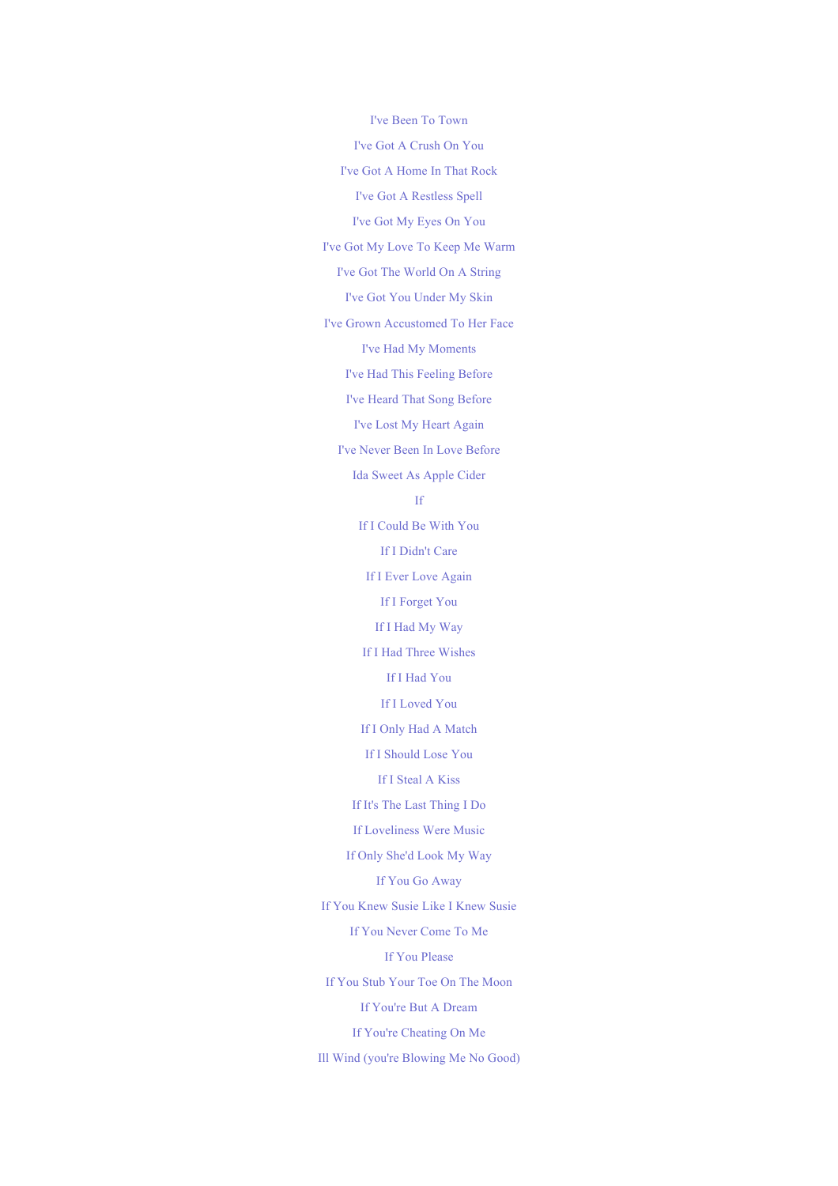I've Been To Town

I've Got A Crush On You

I've Got A Home In That Rock

I've Got A Restless Spell

I've Got My Eyes On You

I've Got My Love To Keep Me Warm

I've Got The World On A String

I've Got You Under My Skin

I've Grown Accustomed To Her Face

I've Had My Moments

I've Had This Feeling Before

I've Heard That Song Before

I've Lost My Heart Again

I've Never Been In Love Before

Ida Sweet As Apple Cider

If

If I Could Be With You

If I Didn't Care

If I Ever Love Again

If I Forget You

If I Had My Way

If I Had Three Wishes

If I Had You

If I Loved You

If I Only Had A Match

If I Should Lose You

If I Steal A Kiss

If It's The Last Thing I Do

If Loveliness Were Music

If Only She'd Look My Way

If You Go Away

If You Knew Susie Like I Knew Susie

If You Never Come To Me

If You Please

If You Stub Your Toe On The Moon

If You're But A Dream

If You're Cheating On Me

Ill Wind (you're Blowing Me No Good)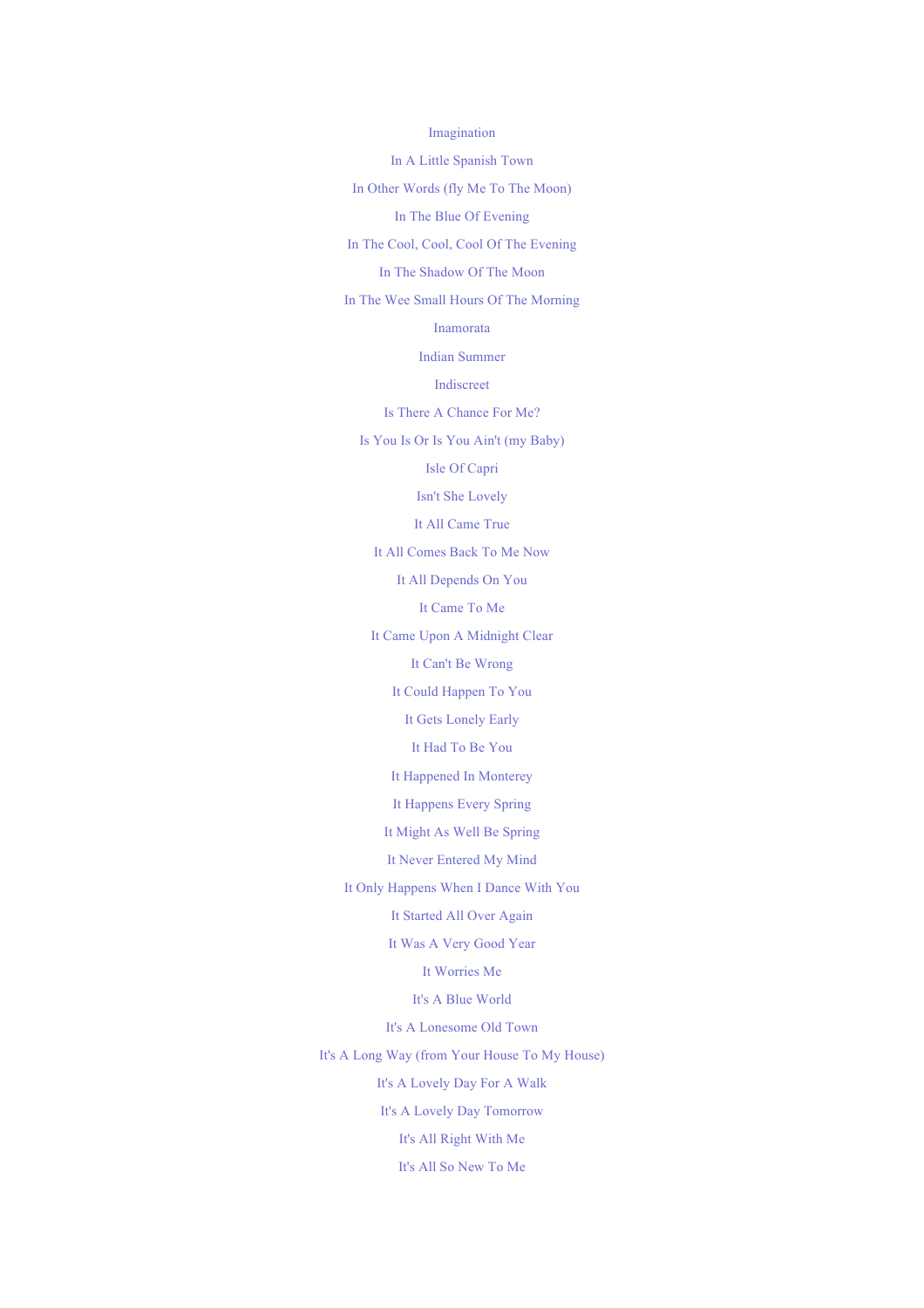Imagination

In A Little Spanish Town

In Other Words (fly Me To The Moon)

In The Blue Of Evening

In The Cool, Cool, Cool Of The Evening

In The Shadow Of The Moon

In The Wee Small Hours Of The Morning

Inamorata

Indian Summer

Indiscreet

Is There A Chance For Me?

Is You Is Or Is You Ain't (my Baby)

Isle Of Capri

Isn't She Lovely

It All Came True

It All Comes Back To Me Now

It All Depends On You

It Came To Me

It Came Upon A Midnight Clear

It Can't Be Wrong

It Could Happen To You

It Gets Lonely Early

It Had To Be You

It Happened In Monterey

It Happens Every Spring

It Might As Well Be Spring

It Never Entered My Mind

It Only Happens When I Dance With You

It Started All Over Again

It Was A Very Good Year

It Worries Me

It's A Blue World

It's A Lonesome Old Town

It's A Long Way (from Your House To My House)

It's A Lovely Day For A Walk

It's A Lovely Day Tomorrow

It's All Right With Me

It's All So New To Me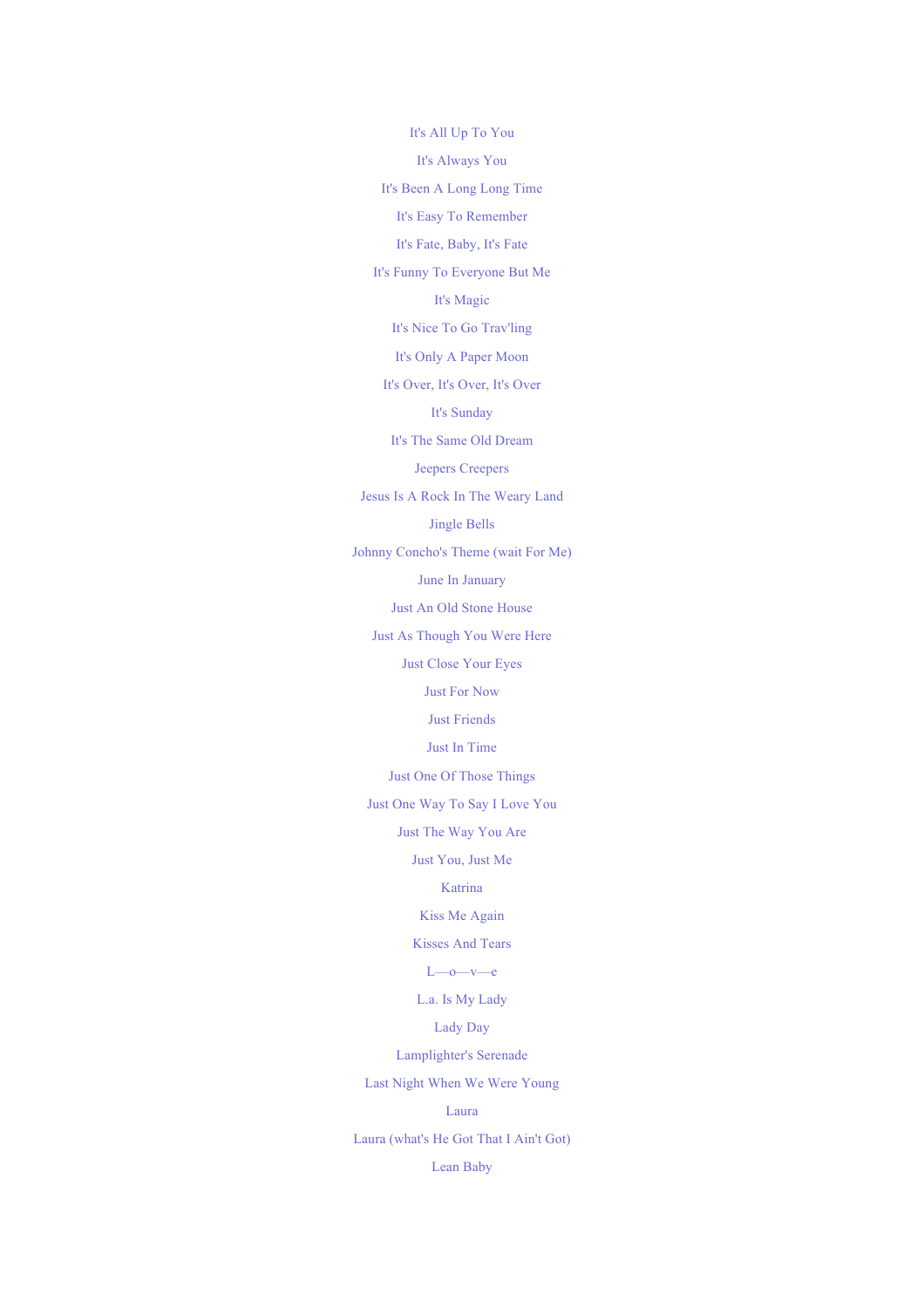It's All Up To You

It's Always You

It's Been A Long Long Time

It's Easy To Remember

It's Fate, Baby, It's Fate

It's Funny To Everyone But Me

It's Magic

It's Nice To Go Trav'ling

It's Only A Paper Moon

It's Over, It's Over, It's Over

It's Sunday

It's The Same Old Dream

Jeepers Creepers

Jesus Is A Rock In The Weary Land

Jingle Bells

Johnny Concho's Theme (wait For Me)

June In January

Just An Old Stone House

Just As Though You Were Here

Just Close Your Eyes

Just For Now

Just Friends

Just In Time

Just One Of Those Things

Just One Way To Say I Love You

Just The Way You Are

Just You, Just Me

Katrina

Kiss Me Again

Kisses And Tears

L—o—v—e

L.a. Is My Lady

Lady Day

Lamplighter's Serenade

Last Night When We Were Young

Laura

Laura (what's He Got That I Ain't Got)

Lean Baby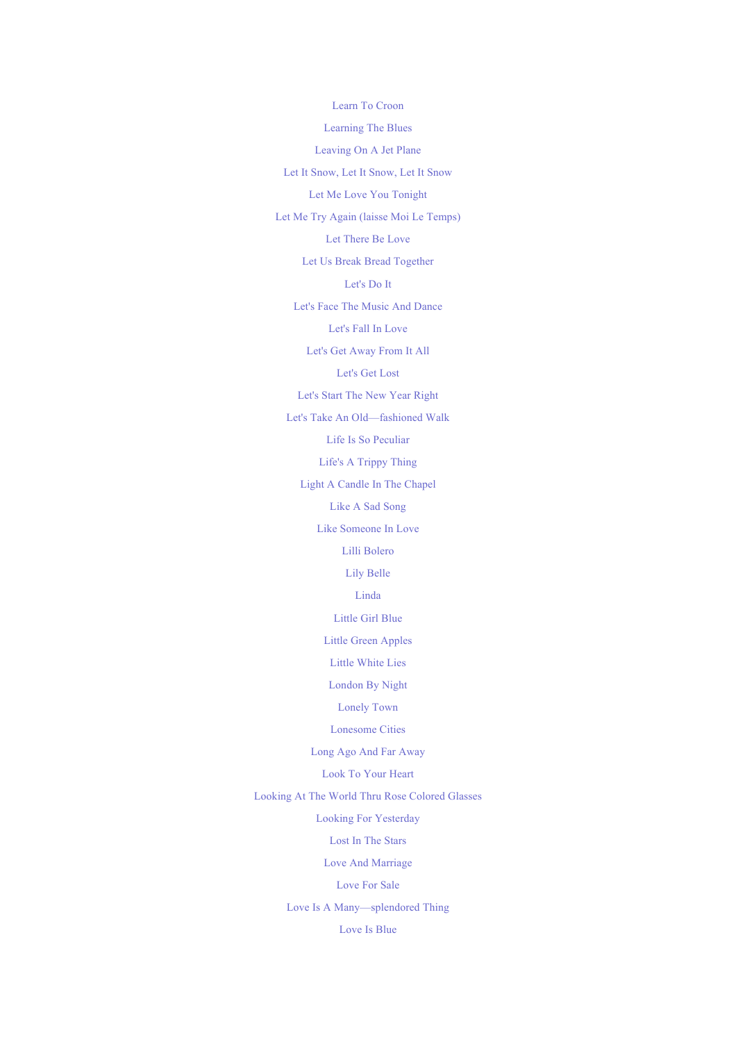Learn To Croon

Learning The Blues

Leaving On A Jet Plane

Let It Snow, Let It Snow, Let It Snow

Let Me Love You Tonight

Let Me Try Again (laisse Moi Le Temps)

Let There Be Love

Let Us Break Bread Together

Let's Do It

Let's Face The Music And Dance

Let's Fall In Love

Let's Get Away From It All

Let's Get Lost

Let's Start The New Year Right

Let's Take An Old—fashioned Walk

Life Is So Peculiar

Life's A Trippy Thing

Light A Candle In The Chapel

Like A Sad Song

Like Someone In Love

Lilli Bolero

Lily Belle

Linda

Little Girl Blue

Little Green Apples

Little White Lies

London By Night

Lonely Town

Lonesome Cities

Long Ago And Far Away

Look To Your Heart

Looking At The World Thru Rose Colored Glasses

Looking For Yesterday

Lost In The Stars

Love And Marriage

Love For Sale

Love Is A Many—splendored Thing

Love Is Blue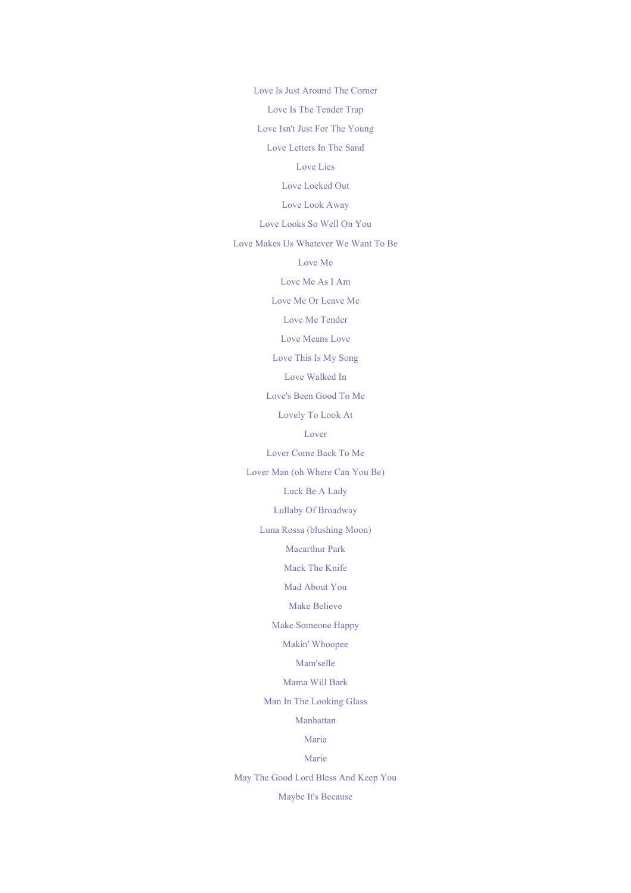Love Is Just Around The Corner

Love Is The Tender Trap

Love Isn't Just For The Young

Love Letters In The Sand

Love Lies

Love Locked Out

Love Look Away

Love Looks So Well On You

Love Makes Us Whatever We Want To Be

Love Me

Love Me As I Am

Love Me Or Leave Me

Love Me Tender

Love Means Love

Love This Is My Song

Love Walked In

Love's Been Good To Me

Lovely To Look At

Lover

Lover Come Back To Me

Lover Man (oh Where Can You Be)

Luck Be A Lady

Lullaby Of Broadway

Luna Rossa (blushing Moon)

Macarthur Park

Mack The Knife

Mad About You

Make Believe

Make Someone Happy

Makin' Whoopee

Mam'selle

Mama Will Bark

Man In The Looking Glass

Manhattan

Maria

Marie

May The Good Lord Bless And Keep You

Maybe It's Because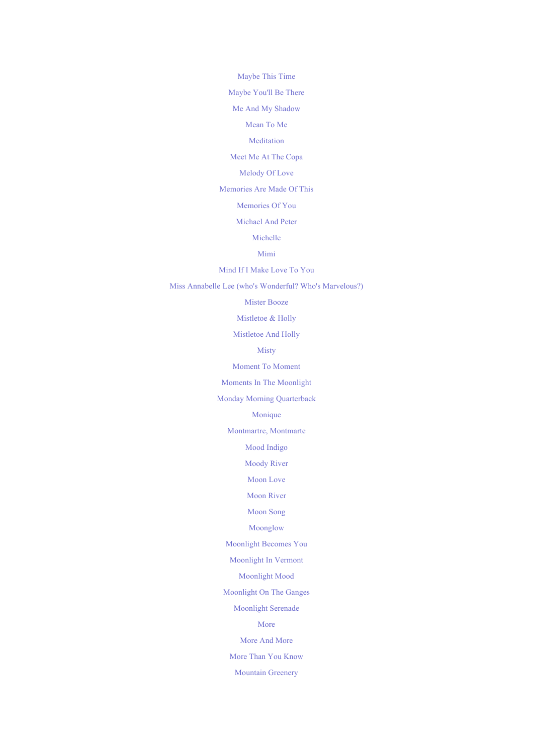Maybe This Time

Maybe You'll Be There

Me And My Shadow

Mean To Me

Meditation

Meet Me At The Copa

Melody Of Love

Memories Are Made Of This

Memories Of You

Michael And Peter

Michelle

Mimi

Mind If I Make Love To You

Miss Annabelle Lee (who's Wonderful? Who's Marvelous?)

Mister Booze

Mistletoe & Holly

Mistletoe And Holly

Misty

Moment To Moment

Moments In The Moonlight

Monday Morning Quarterback

Monique

Montmartre, Montmarte

Mood Indigo

Moody River

Moon Love

Moon River

Moon Song

Moonglow

Moonlight Becomes You

Moonlight In Vermont

Moonlight Mood

Moonlight On The Ganges

Moonlight Serenade

More

More And More

More Than You Know

Mountain Greenery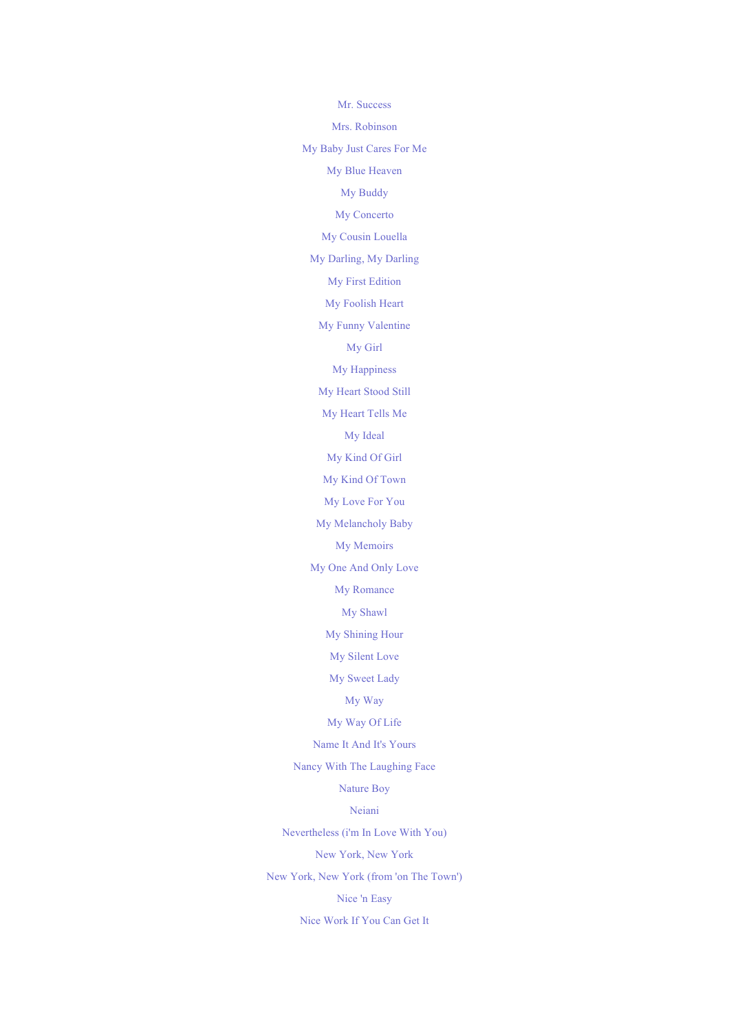Mr. Success

Mrs. Robinson

My Baby Just Cares For Me

My Blue Heaven

My Buddy

My Concerto

My Cousin Louella

My Darling, My Darling

My First Edition

My Foolish Heart

My Funny Valentine

My Girl

My Happiness

My Heart Stood Still

My Heart Tells Me

My Ideal

My Kind Of Girl

My Kind Of Town

My Love For You

My Melancholy Baby

My Memoirs

My One And Only Love

My Romance

My Shawl

My Shining Hour

My Silent Love

My Sweet Lady

My Way

My Way Of Life

Name It And It's Yours

Nancy With The Laughing Face

Nature Boy

Neiani

Nevertheless (i'm In Love With You)

New York, New York

New York, New York (from 'on The Town')

Nice 'n Easy

Nice Work If You Can Get It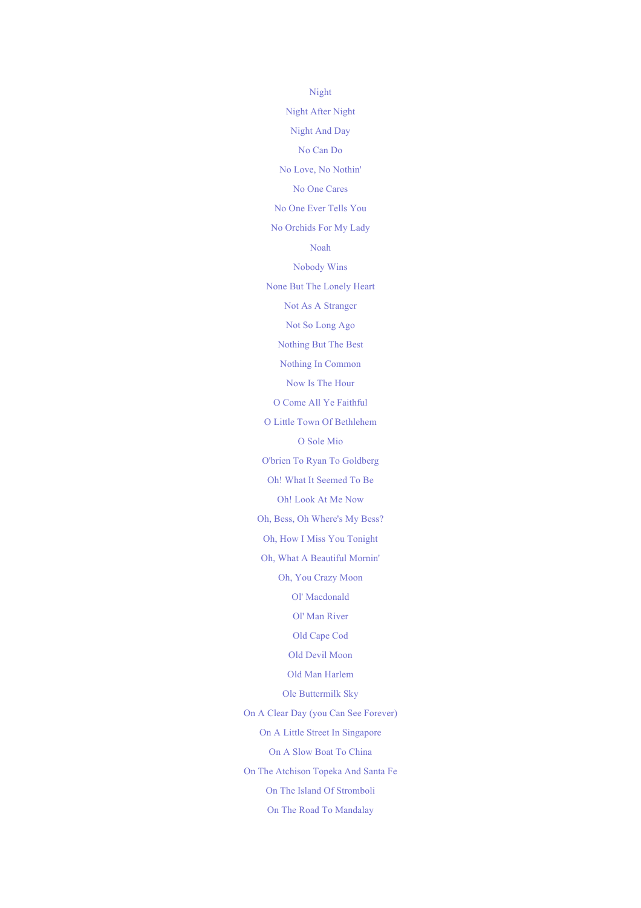Night

Night After Night

Night And Day

No Can Do

No Love, No Nothin'

No One Cares

No One Ever Tells You

No Orchids For My Lady

Noah

Nobody Wins

None But The Lonely Heart

Not As A Stranger

Not So Long Ago

Nothing But The Best

Nothing In Common

Now Is The Hour

O Come All Ye Faithful

O Little Town Of Bethlehem

O Sole Mio

O'brien To Ryan To Goldberg

Oh! What It Seemed To Be

Oh! Look At Me Now

Oh, Bess, Oh Where's My Bess?

Oh, How I Miss You Tonight

Oh, What A Beautiful Mornin'

Oh, You Crazy Moon

Ol' Macdonald

Ol' Man River

Old Cape Cod

Old Devil Moon

Old Man Harlem

Ole Buttermilk Sky

On A Clear Day (you Can See Forever)

On A Little Street In Singapore

On A Slow Boat To China

On The Atchison Topeka And Santa Fe

On The Island Of Stromboli

On The Road To Mandalay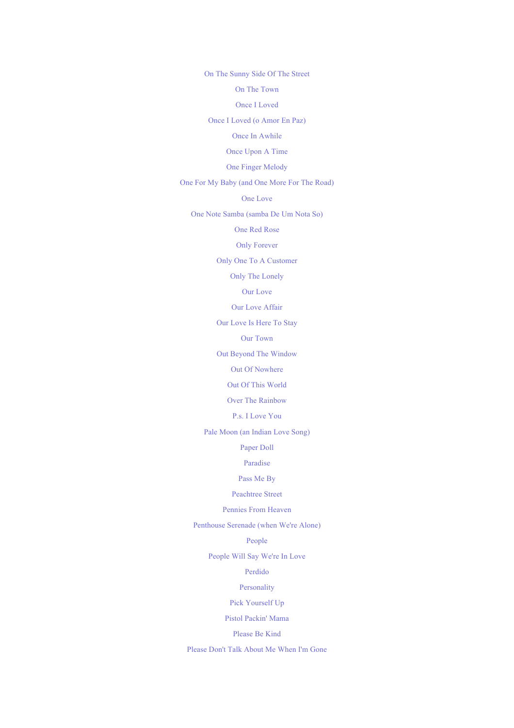On The Sunny Side Of The Street

On The Town

Once I Loved

Once I Loved (o Amor En Paz)

Once In Awhile

Once Upon A Time

One Finger Melody

One For My Baby (and One More For The Road)

One Love

One Note Samba (samba De Um Nota So)

One Red Rose

Only Forever

Only One To A Customer

Only The Lonely

Our Love

Our Love Affair

Our Love Is Here To Stay

Our Town

Out Beyond The Window

Out Of Nowhere

Out Of This World

Over The Rainbow

P.s. I Love You

Pale Moon (an Indian Love Song)

Paper Doll

Paradise

Pass Me By

Peachtree Street

Pennies From Heaven

Penthouse Serenade (when We're Alone)

People

People Will Say We're In Love

Perdido

Personality

Pick Yourself Up

Pistol Packin' Mama

Please Be Kind

Please Don't Talk About Me When I'm Gone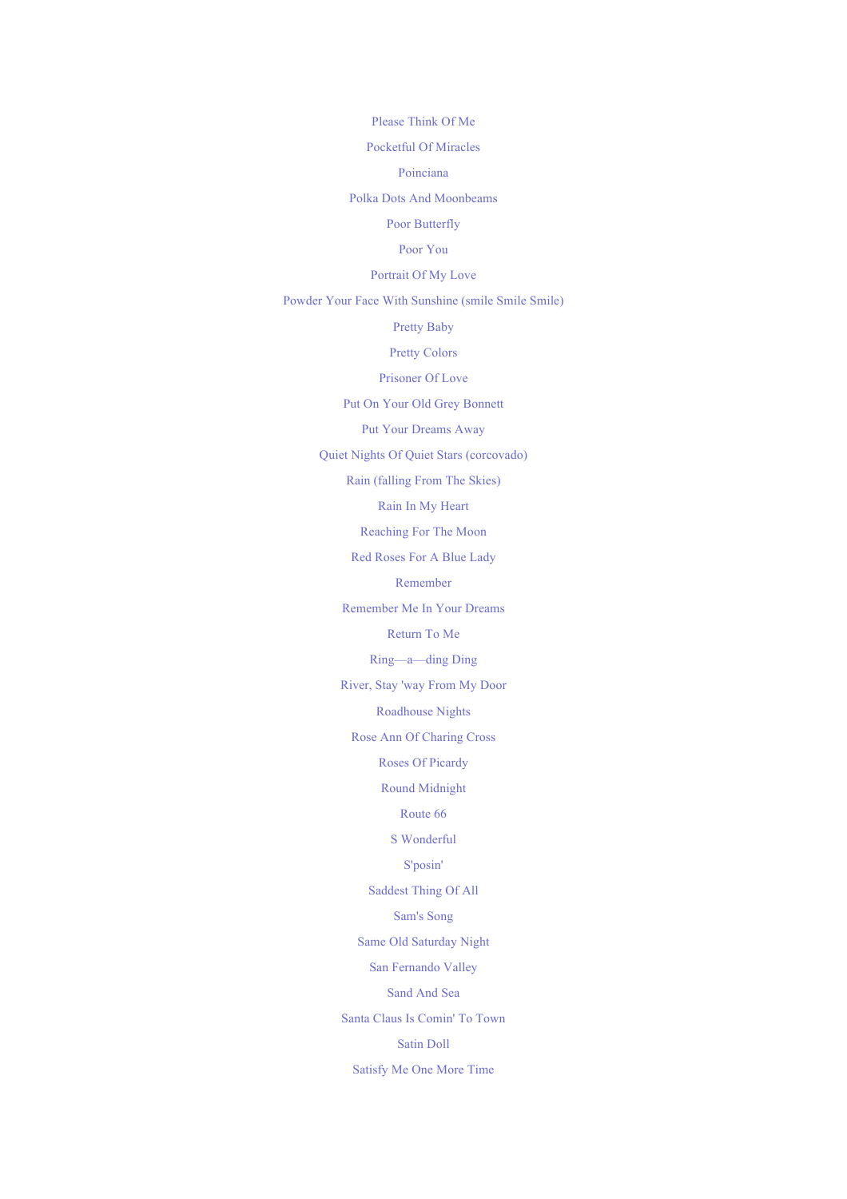Please Think Of Me

Pocketful Of Miracles

Poinciana

Polka Dots And Moonbeams

Poor Butterfly

Poor You

Portrait Of My Love

Powder Your Face With Sunshine (smile Smile Smile)

Pretty Baby

Pretty Colors

Prisoner Of Love

Put On Your Old Grey Bonnett

Put Your Dreams Away

Quiet Nights Of Quiet Stars (corcovado)

Rain (falling From The Skies)

Rain In My Heart

Reaching For The Moon

Red Roses For A Blue Lady

Remember

Remember Me In Your Dreams

Return To Me

Ring—a—ding Ding

River, Stay 'way From My Door

Roadhouse Nights

Rose Ann Of Charing Cross

Roses Of Picardy

Round Midnight

Route 66

S Wonderful

S'posin'

Saddest Thing Of All

Sam's Song

Same Old Saturday Night

San Fernando Valley

Sand And Sea

Santa Claus Is Comin' To Town

Satin Doll

Satisfy Me One More Time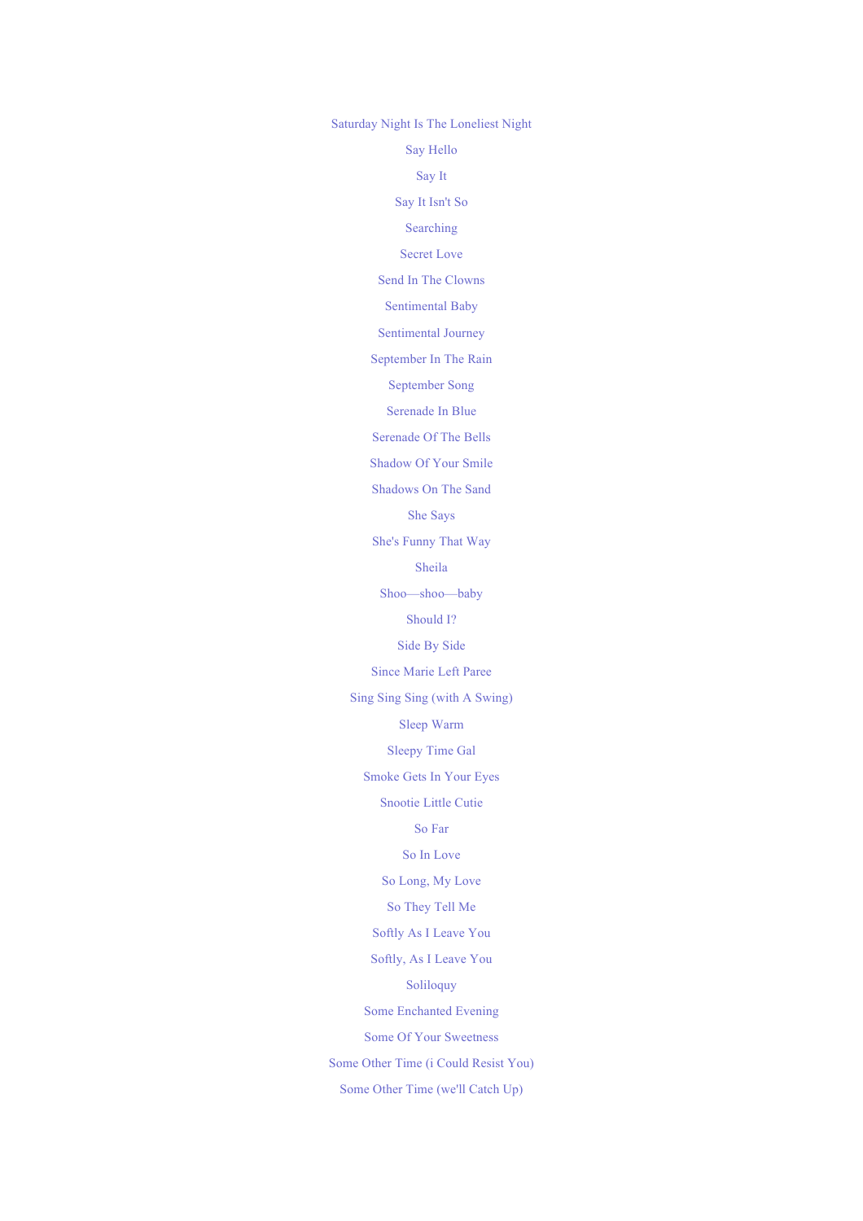Saturday Night Is The Loneliest Night

Say Hello

Say It

Say It Isn't So

Searching

Secret Love

Send In The Clowns

Sentimental Baby

Sentimental Journey

September In The Rain

September Song

Serenade In Blue

Serenade Of The Bells

Shadow Of Your Smile

Shadows On The Sand

She Says

She's Funny That Way

Sheila

Shoo—shoo—baby

Should I?

Side By Side

Since Marie Left Paree

Sing Sing Sing (with A Swing)

Sleep Warm

Sleepy Time Gal

Smoke Gets In Your Eyes

Snootie Little Cutie

So Far

So In Love

So Long, My Love

So They Tell Me

Softly As I Leave You

Softly, As I Leave You

Soliloquy

Some Enchanted Evening

Some Of Your Sweetness

Some Other Time (i Could Resist You)

Some Other Time (we'll Catch Up)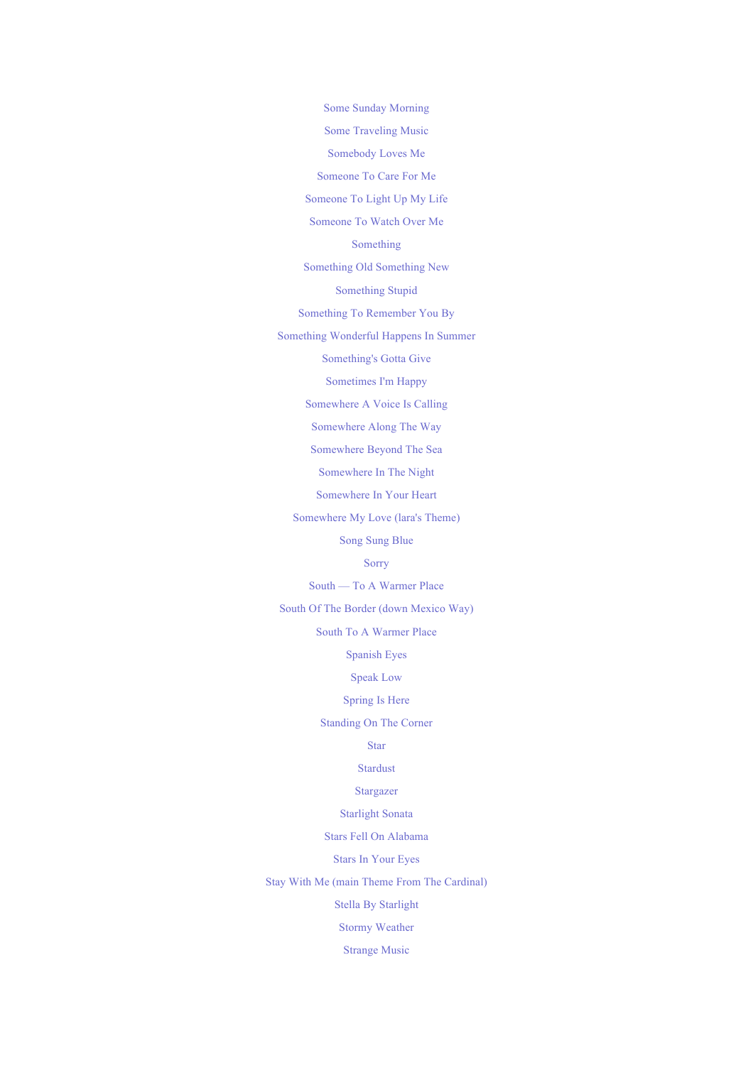Some Sunday Morning

Some Traveling Music

Somebody Loves Me

Someone To Care For Me

Someone To Light Up My Life

Someone To Watch Over Me

Something

Something Old Something New

Something Stupid

Something To Remember You By

Something Wonderful Happens In Summer

Something's Gotta Give

Sometimes I'm Happy

Somewhere A Voice Is Calling

Somewhere Along The Way

Somewhere Beyond The Sea

Somewhere In The Night

Somewhere In Your Heart

Somewhere My Love (lara's Theme)

Song Sung Blue

Sorry

South — To A Warmer Place

South Of The Border (down Mexico Way)

South To A Warmer Place

Spanish Eyes

Speak Low

Spring Is Here

Standing On The Corner

Star

Stardust

Stargazer

Starlight Sonata

Stars Fell On Alabama

Stars In Your Eyes

Stay With Me (main Theme From The Cardinal)

Stella By Starlight

Stormy Weather

Strange Music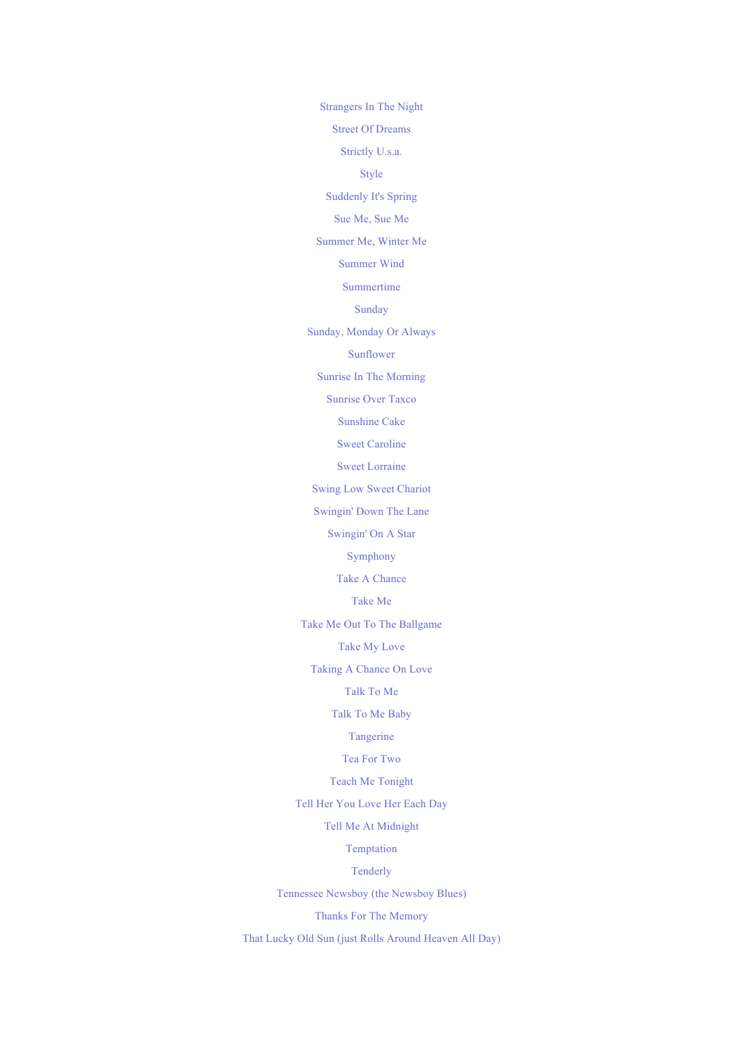Strangers In The Night

Street Of Dreams

Strictly U.s.a.

Style

Suddenly It's Spring

Sue Me, Sue Me

Summer Me, Winter Me

Summer Wind

Summertime

Sunday

Sunday, Monday Or Always

Sunflower

Sunrise In The Morning

Sunrise Over Taxco

Sunshine Cake

Sweet Caroline

Sweet Lorraine

Swing Low Sweet Chariot

Swingin' Down The Lane

Swingin' On A Star

Symphony

Take A Chance

Take Me

Take Me Out To The Ballgame

Take My Love

Taking A Chance On Love

Talk To Me

Talk To Me Baby

Tangerine

Tea For Two

Teach Me Tonight

Tell Her You Love Her Each Day

Tell Me At Midnight

Temptation

Tenderly

Tennessee Newsboy (the Newsboy Blues)

Thanks For The Memory

That Lucky Old Sun (just Rolls Around Heaven All Day)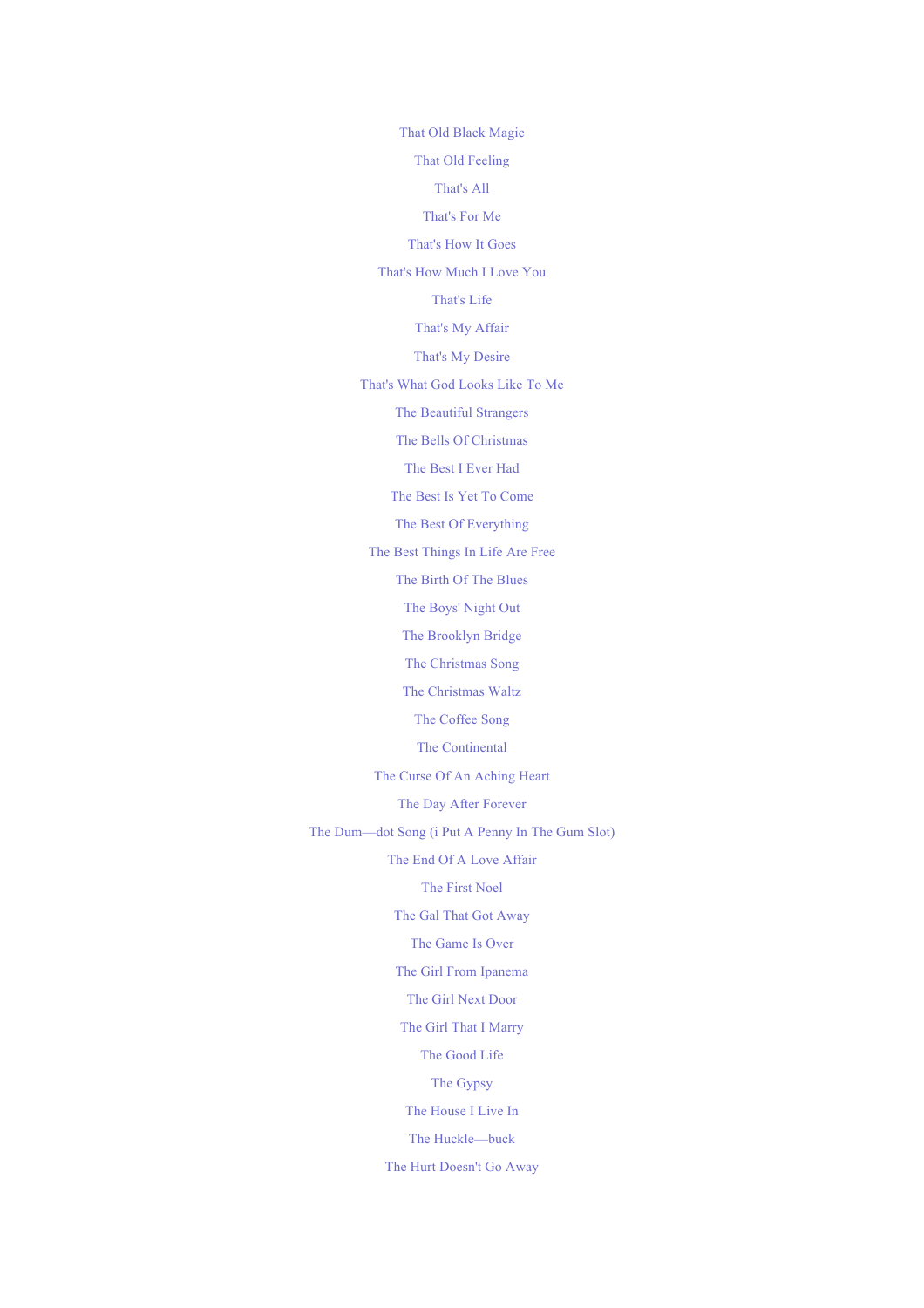That Old Black Magic

That Old Feeling

That's All

That's For Me

That's How It Goes

That's How Much I Love You

That's Life

That's My Affair

That's My Desire

That's What God Looks Like To Me

The Beautiful Strangers

The Bells Of Christmas

The Best I Ever Had

The Best Is Yet To Come

The Best Of Everything

The Best Things In Life Are Free

The Birth Of The Blues

The Boys' Night Out

The Brooklyn Bridge

The Christmas Song

The Christmas Waltz

The Coffee Song

The Continental

The Curse Of An Aching Heart

The Day After Forever

The Dum—dot Song (i Put A Penny In The Gum Slot)

The End Of A Love Affair

The First Noel

The Gal That Got Away

The Game Is Over

The Girl From Ipanema

The Girl Next Door

The Girl That I Marry

The Good Life

The Gypsy

The House I Live In

The Huckle—buck

The Hurt Doesn't Go Away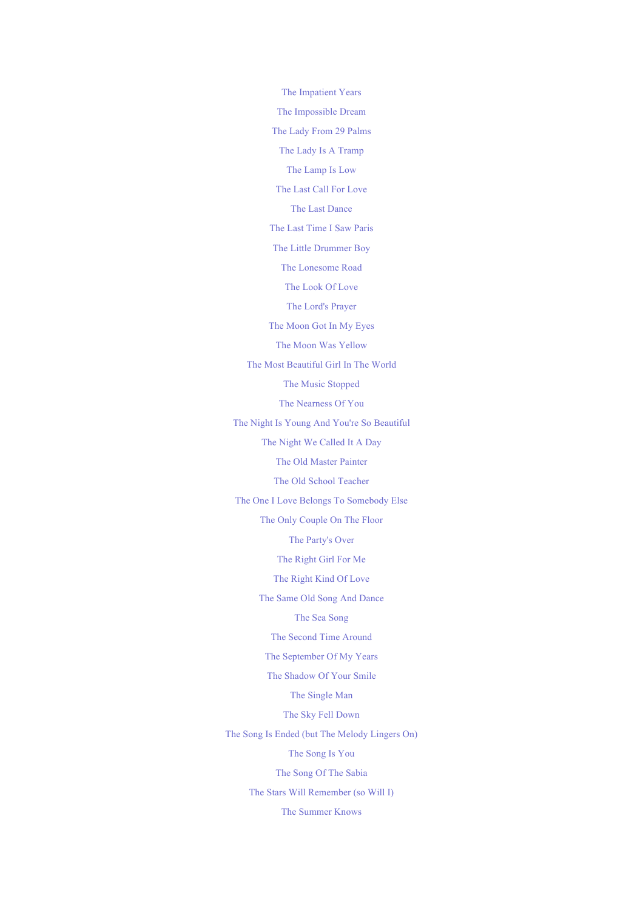The Impatient Years

The Impossible Dream

The Lady From 29 Palms

The Lady Is A Tramp

The Lamp Is Low

The Last Call For Love

The Last Dance

The Last Time I Saw Paris

The Little Drummer Boy

The Lonesome Road

The Look Of Love

The Lord's Prayer

The Moon Got In My Eyes

The Moon Was Yellow

The Most Beautiful Girl In The World

The Music Stopped

The Nearness Of You

The Night Is Young And You're So Beautiful

The Night We Called It A Day

The Old Master Painter

The Old School Teacher

The One I Love Belongs To Somebody Else

The Only Couple On The Floor

The Party's Over

The Right Girl For Me

The Right Kind Of Love

The Same Old Song And Dance

The Sea Song

The Second Time Around

The September Of My Years

The Shadow Of Your Smile

The Single Man

The Sky Fell Down

The Song Is Ended (but The Melody Lingers On)

The Song Is You

The Song Of The Sabia

The Stars Will Remember (so Will I)

The Summer Knows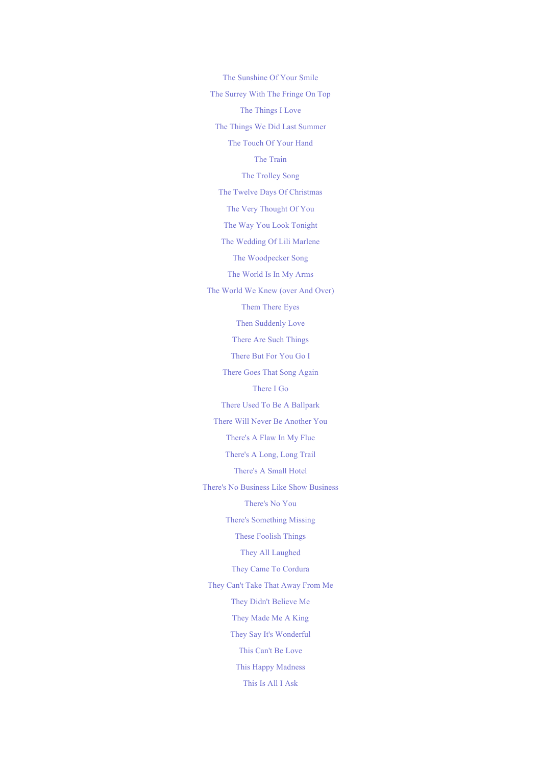The Sunshine Of Your Smile

The Surrey With The Fringe On Top

The Things I Love

The Things We Did Last Summer

The Touch Of Your Hand

The Train

The Trolley Song

The Twelve Days Of Christmas

The Very Thought Of You

The Way You Look Tonight

The Wedding Of Lili Marlene

The Woodpecker Song

The World Is In My Arms

The World We Knew (over And Over)

Them There Eyes

Then Suddenly Love

There Are Such Things

There But For You Go I

There Goes That Song Again

There I Go

There Used To Be A Ballpark

There Will Never Be Another You

There's A Flaw In My Flue

There's A Long, Long Trail

There's A Small Hotel

There's No Business Like Show Business

There's No You

There's Something Missing

These Foolish Things

They All Laughed

They Came To Cordura

They Can't Take That Away From Me

They Didn't Believe Me

They Made Me A King

They Say It's Wonderful

This Can't Be Love

This Happy Madness

This Is All I Ask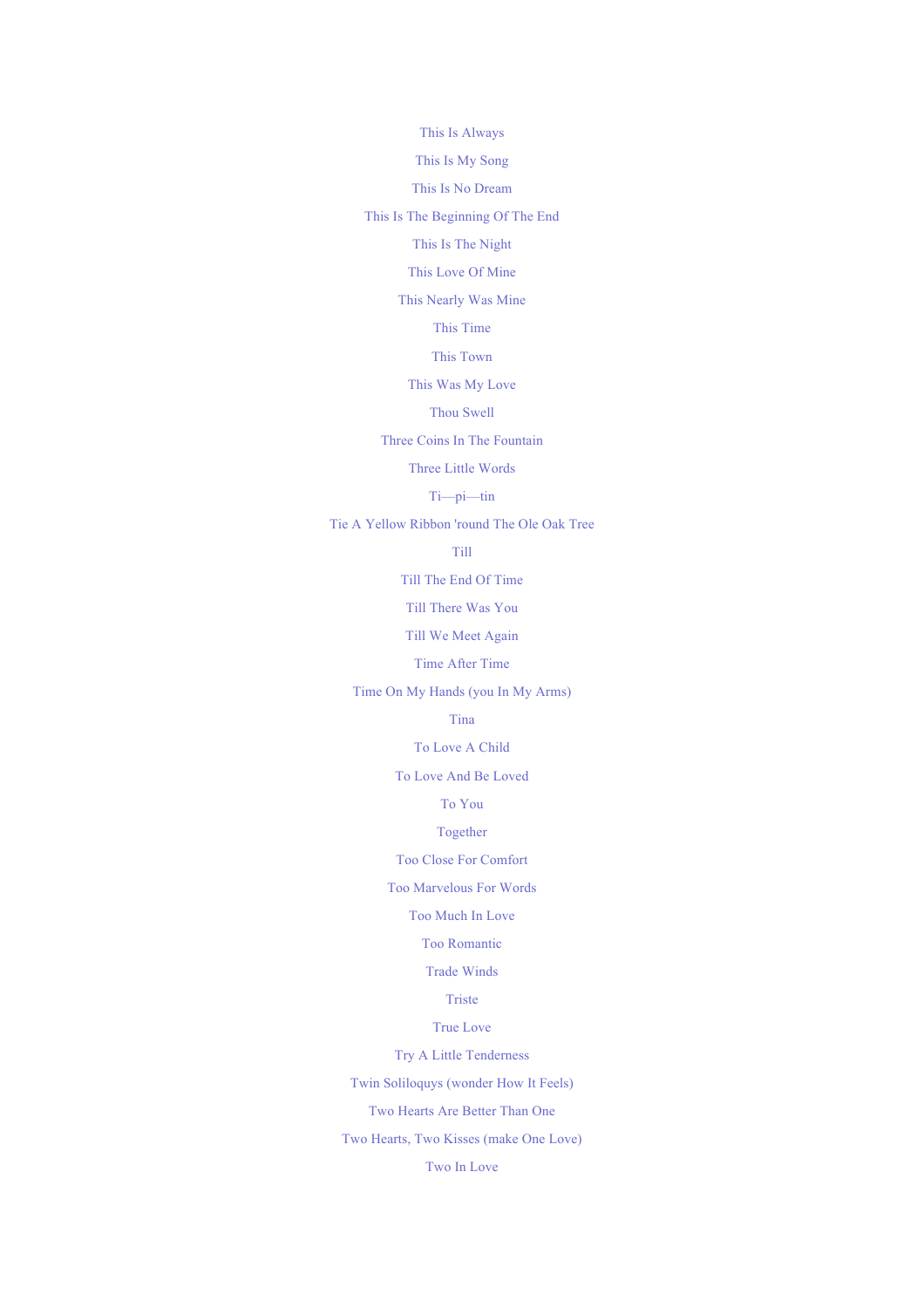This Is Always

This Is My Song

This Is No Dream

This Is The Beginning Of The End

This Is The Night

This Love Of Mine

This Nearly Was Mine

This Time

This Town

This Was My Love

Thou Swell

Three Coins In The Fountain

Three Little Words

Ti—pi—tin

Tie A Yellow Ribbon 'round The Ole Oak Tree

Till

Till The End Of Time

Till There Was You

Till We Meet Again

Time After Time

Time On My Hands (you In My Arms)

Tina

To Love A Child

To Love And Be Loved

To You

Together

Too Close For Comfort

Too Marvelous For Words

Too Much In Love

Too Romantic

Trade Winds

Triste

True Love

Try A Little Tenderness

Twin Soliloquys (wonder How It Feels)

Two Hearts Are Better Than One

Two Hearts, Two Kisses (make One Love)

Two In Love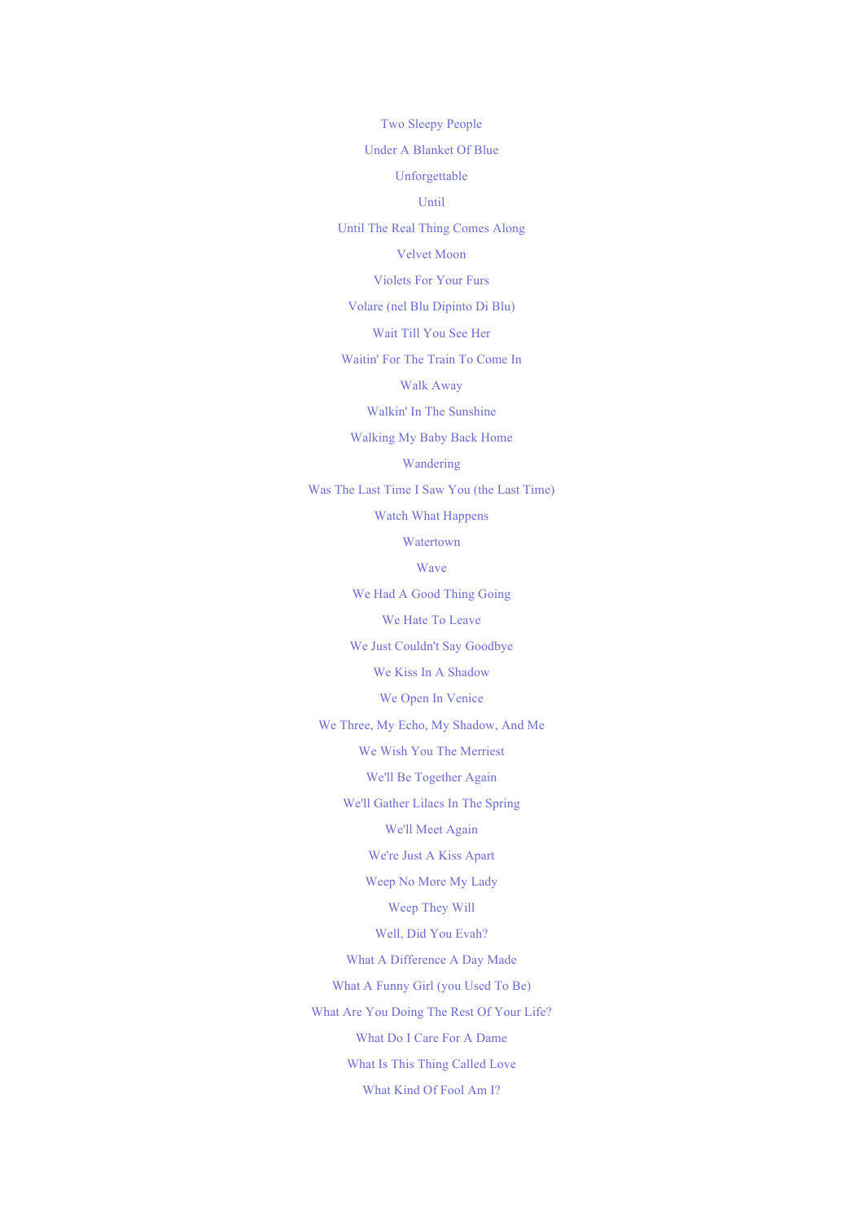Two Sleepy People

Under A Blanket Of Blue

Unforgettable

Until

Until The Real Thing Comes Along

Velvet Moon

Violets For Your Furs

Volare (nel Blu Dipinto Di Blu)

Wait Till You See Her

Waitin' For The Train To Come In

Walk Away

Walkin' In The Sunshine

Walking My Baby Back Home

Wandering

Was The Last Time I Saw You (the Last Time)

Watch What Happens

Watertown

Wave

We Had A Good Thing Going

We Hate To Leave

We Just Couldn't Say Goodbye

We Kiss In A Shadow

We Open In Venice

We Three, My Echo, My Shadow, And Me

We Wish You The Merriest

We'll Be Together Again

We'll Gather Lilacs In The Spring

We'll Meet Again

We're Just A Kiss Apart

Weep No More My Lady

Weep They Will

Well, Did You Evah?

What A Difference A Day Made

What A Funny Girl (you Used To Be)

What Are You Doing The Rest Of Your Life?

What Do I Care For A Dame

What Is This Thing Called Love

What Kind Of Fool Am I?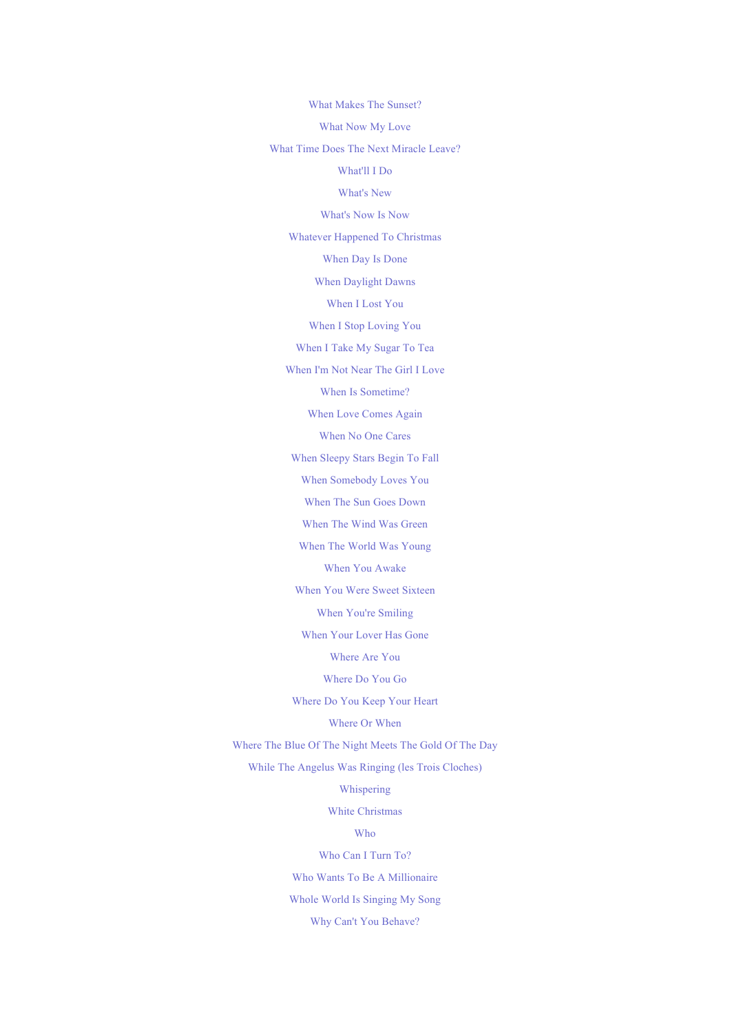What Makes The Sunset?

What Now My Love

What Time Does The Next Miracle Leave?

What'll I Do

What's New

What's Now Is Now

Whatever Happened To Christmas

When Day Is Done

When Daylight Dawns

When I Lost You

When I Stop Loving You

When I Take My Sugar To Tea

When I'm Not Near The Girl I Love

When Is Sometime?

When Love Comes Again

When No One Cares

When Sleepy Stars Begin To Fall

When Somebody Loves You

When The Sun Goes Down

When The Wind Was Green

When The World Was Young

When You Awake

When You Were Sweet Sixteen

When You're Smiling

When Your Lover Has Gone

Where Are You

Where Do You Go

Where Do You Keep Your Heart

Where Or When

Where The Blue Of The Night Meets The Gold Of The Day

While The Angelus Was Ringing (les Trois Cloches)

Whispering

White Christmas

Who

Who Can I Turn To?

Who Wants To Be A Millionaire

Whole World Is Singing My Song

Why Can't You Behave?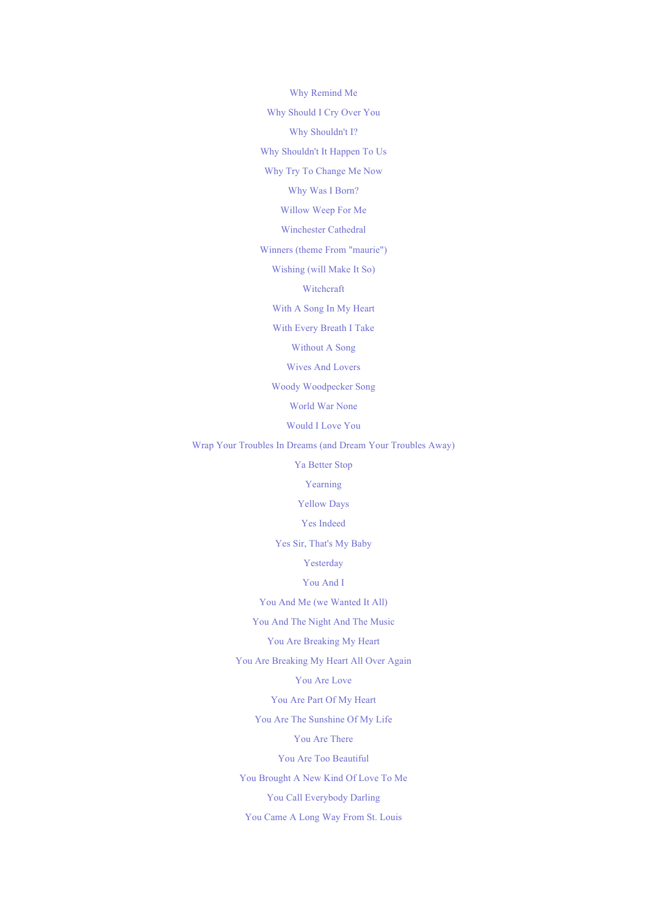Why Remind Me

Why Should I Cry Over You

Why Shouldn't I?

Why Shouldn't It Happen To Us

Why Try To Change Me Now

Why Was I Born?

Willow Weep For Me

Winchester Cathedral

Winners (theme From "maurie")

Wishing (will Make It So)

Witchcraft

With A Song In My Heart

With Every Breath I Take

Without A Song

Wives And Lovers

Woody Woodpecker Song

World War None

Would I Love You

Wrap Your Troubles In Dreams (and Dream Your Troubles Away)

Ya Better Stop

Yearning

Yellow Days

Yes Indeed

Yes Sir, That's My Baby

Yesterday

You And I

You And Me (we Wanted It All)

You And The Night And The Music

You Are Breaking My Heart

You Are Breaking My Heart All Over Again

You Are Love

You Are Part Of My Heart

You Are The Sunshine Of My Life

You Are There

You Are Too Beautiful

You Brought A New Kind Of Love To Me

You Call Everybody Darling

You Came A Long Way From St. Louis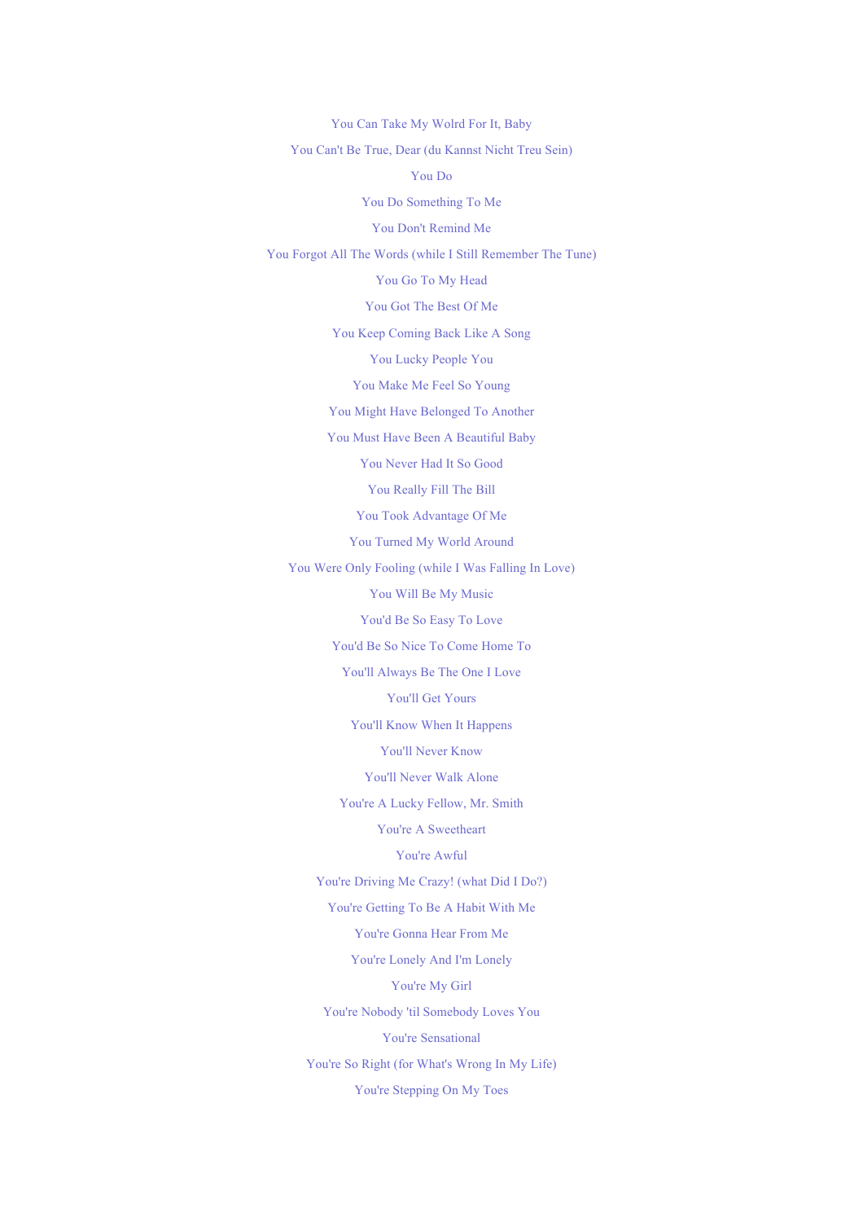You Can Take My Wolrd For It, Baby

You Can't Be True, Dear (du Kannst Nicht Treu Sein)

You Do

You Do Something To Me

You Don't Remind Me

You Forgot All The Words (while I Still Remember The Tune)

You Go To My Head

You Got The Best Of Me

You Keep Coming Back Like A Song

You Lucky People You

You Make Me Feel So Young

You Might Have Belonged To Another

You Must Have Been A Beautiful Baby

You Never Had It So Good

You Really Fill The Bill

You Took Advantage Of Me

You Turned My World Around

You Were Only Fooling (while I Was Falling In Love)

You Will Be My Music

You'd Be So Easy To Love

You'd Be So Nice To Come Home To

You'll Always Be The One I Love

You'll Get Yours

You'll Know When It Happens

You'll Never Know

You'll Never Walk Alone

You're A Lucky Fellow, Mr. Smith

You're A Sweetheart

You're Awful

You're Driving Me Crazy! (what Did I Do?)

You're Getting To Be A Habit With Me

You're Gonna Hear From Me

You're Lonely And I'm Lonely

You're My Girl

You're Nobody 'til Somebody Loves You

You're Sensational

You're So Right (for What's Wrong In My Life)

You're Stepping On My Toes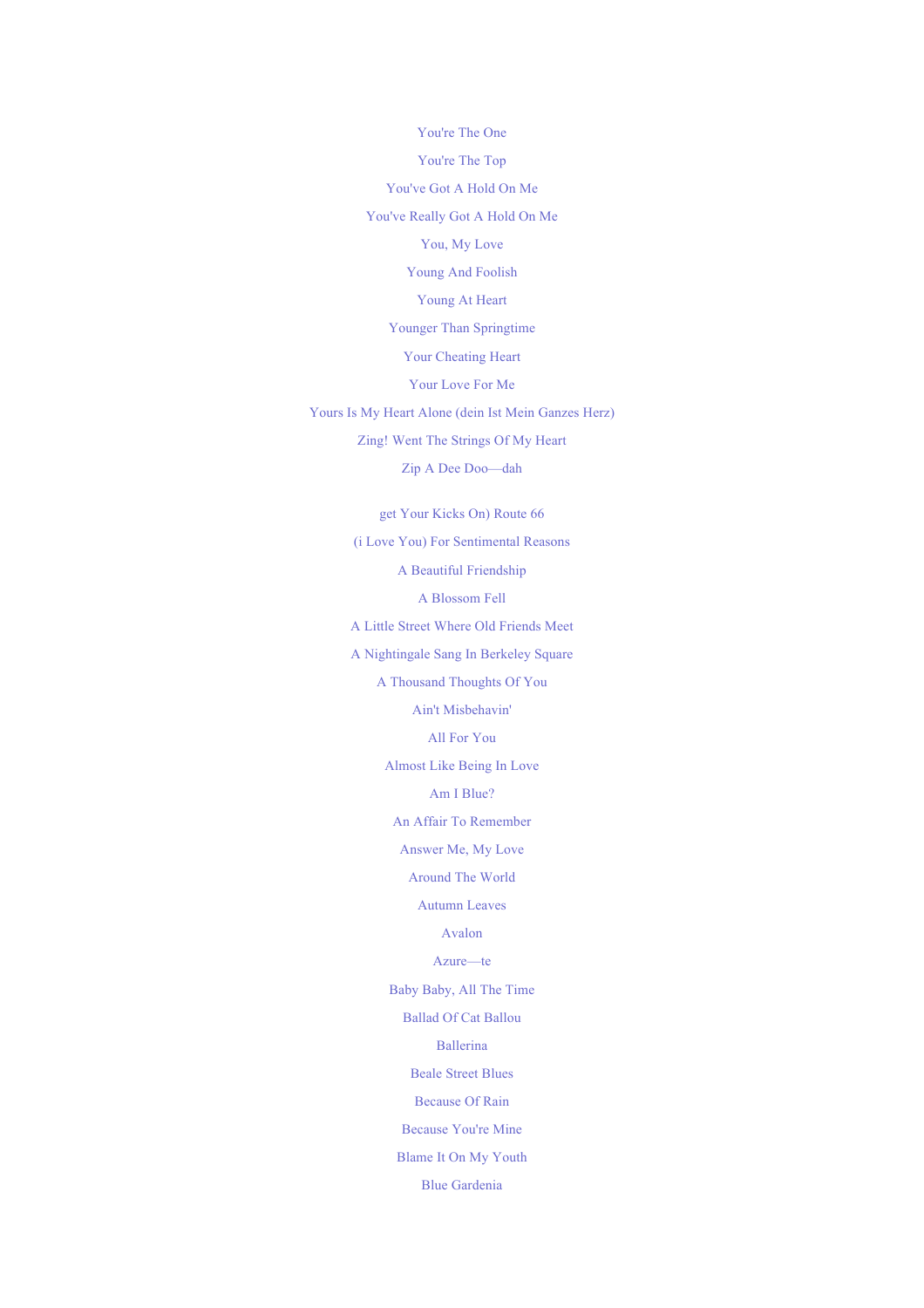You're The One

You're The Top

You've Got A Hold On Me

You've Really Got A Hold On Me

You, My Love

Young And Foolish

Young At Heart

Younger Than Springtime

Your Cheating Heart

Your Love For Me

Yours Is My Heart Alone (dein Ist Mein Ganzes Herz)

Zing! Went The Strings Of My Heart

Zip A Dee Doo—dah

get Your Kicks On) Route 66

(i Love You) For Sentimental Reasons

A Beautiful Friendship

A Blossom Fell

A Little Street Where Old Friends Meet

A Nightingale Sang In Berkeley Square

A Thousand Thoughts Of You

Ain't Misbehavin'

All For You

Almost Like Being In Love

Am I Blue?

An Affair To Remember

Answer Me, My Love

Around The World

Autumn Leaves

Avalon

Azure—te

Baby Baby, All The Time

Ballad Of Cat Ballou

Ballerina

Beale Street Blues

Because Of Rain

Because You're Mine

Blame It On My Youth

Blue Gardenia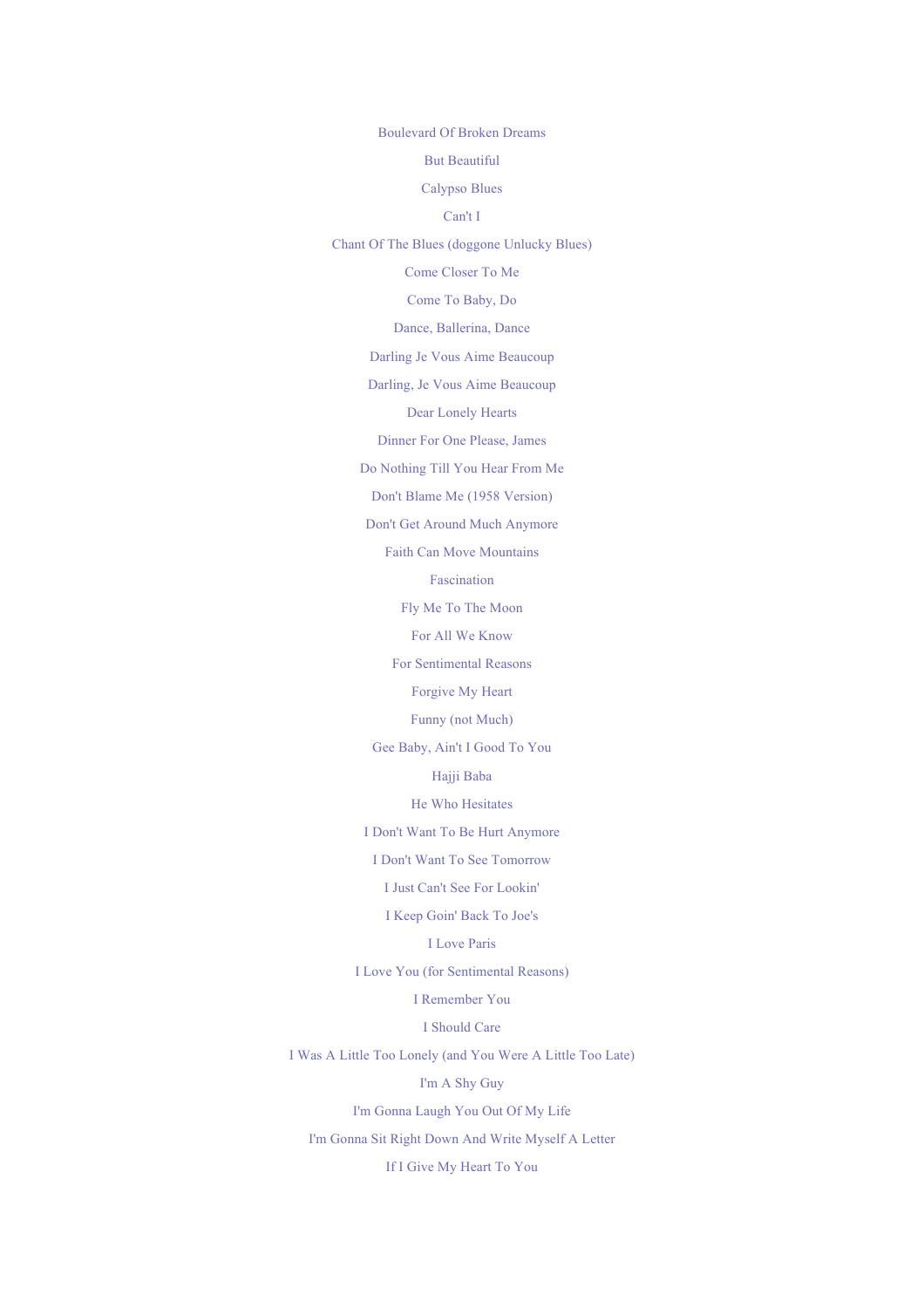Boulevard Of Broken Dreams

But Beautiful

Calypso Blues

Can't I

Chant Of The Blues (doggone Unlucky Blues)

Come Closer To Me

Come To Baby, Do

Dance, Ballerina, Dance

Darling Je Vous Aime Beaucoup

Darling, Je Vous Aime Beaucoup

Dear Lonely Hearts

Dinner For One Please, James

Do Nothing Till You Hear From Me

Don't Blame Me (1958 Version)

Don't Get Around Much Anymore

Faith Can Move Mountains

Fascination

Fly Me To The Moon

For All We Know

For Sentimental Reasons

Forgive My Heart

Funny (not Much)

Gee Baby, Ain't I Good To You

Hajji Baba

He Who Hesitates

I Don't Want To Be Hurt Anymore

I Don't Want To See Tomorrow

I Just Can't See For Lookin'

I Keep Goin' Back To Joe's

I Love Paris

I Love You (for Sentimental Reasons)

I Remember You

I Should Care

I Was A Little Too Lonely (and You Were A Little Too Late)

I'm A Shy Guy

I'm Gonna Laugh You Out Of My Life

I'm Gonna Sit Right Down And Write Myself A Letter

If I Give My Heart To You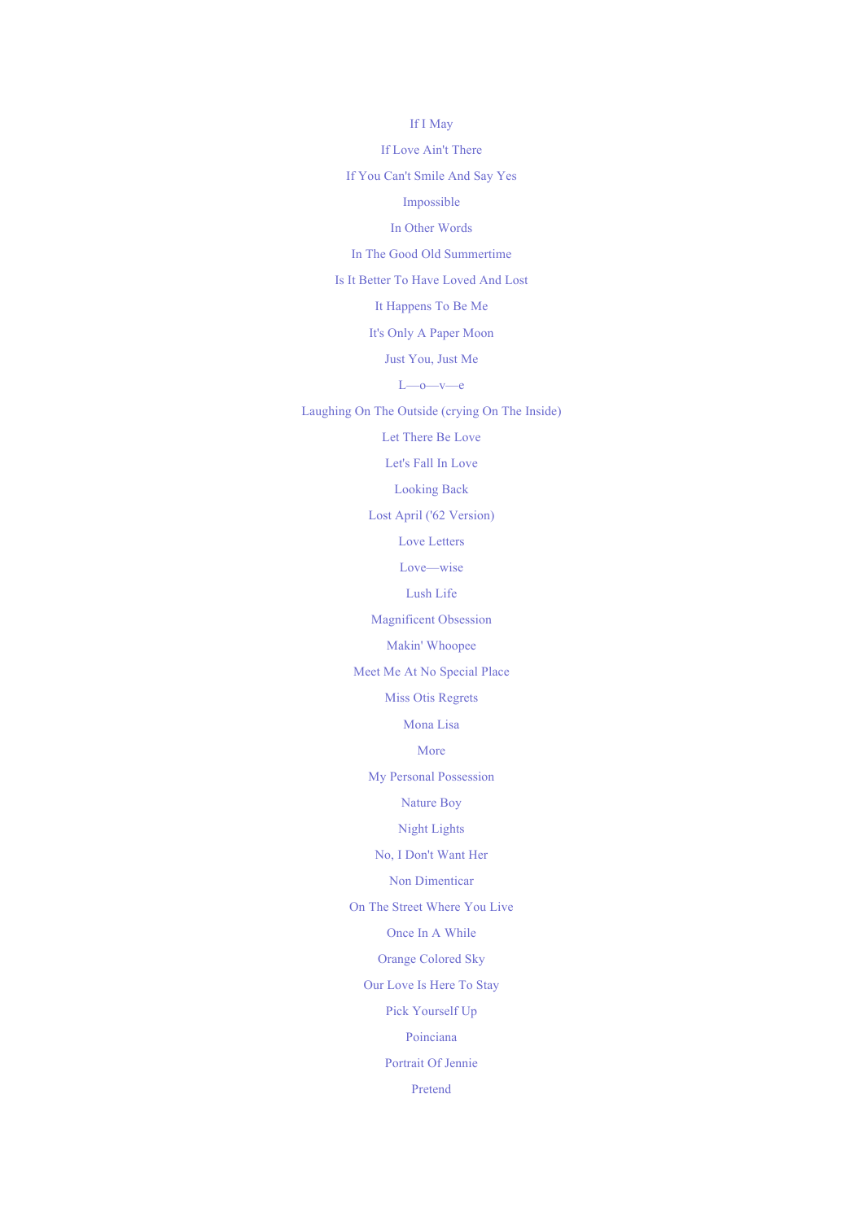If I May

If Love Ain't There

If You Can't Smile And Say Yes

Impossible

In Other Words

In The Good Old Summertime

Is It Better To Have Loved And Lost

It Happens To Be Me

It's Only A Paper Moon

Just You, Just Me

L—o—v—e

Laughing On The Outside (crying On The Inside)

Let There Be Love

Let's Fall In Love

Looking Back

Lost April ('62 Version)

Love Letters

Love—wise

Lush Life

Magnificent Obsession

Makin' Whoopee

Meet Me At No Special Place

Miss Otis Regrets

Mona Lisa

More

My Personal Possession

Nature Boy

Night Lights

No, I Don't Want Her

Non Dimenticar

On The Street Where You Live

Once In A While

Orange Colored Sky

Our Love Is Here To Stay

Pick Yourself Up

Poinciana

Portrait Of Jennie

Pretend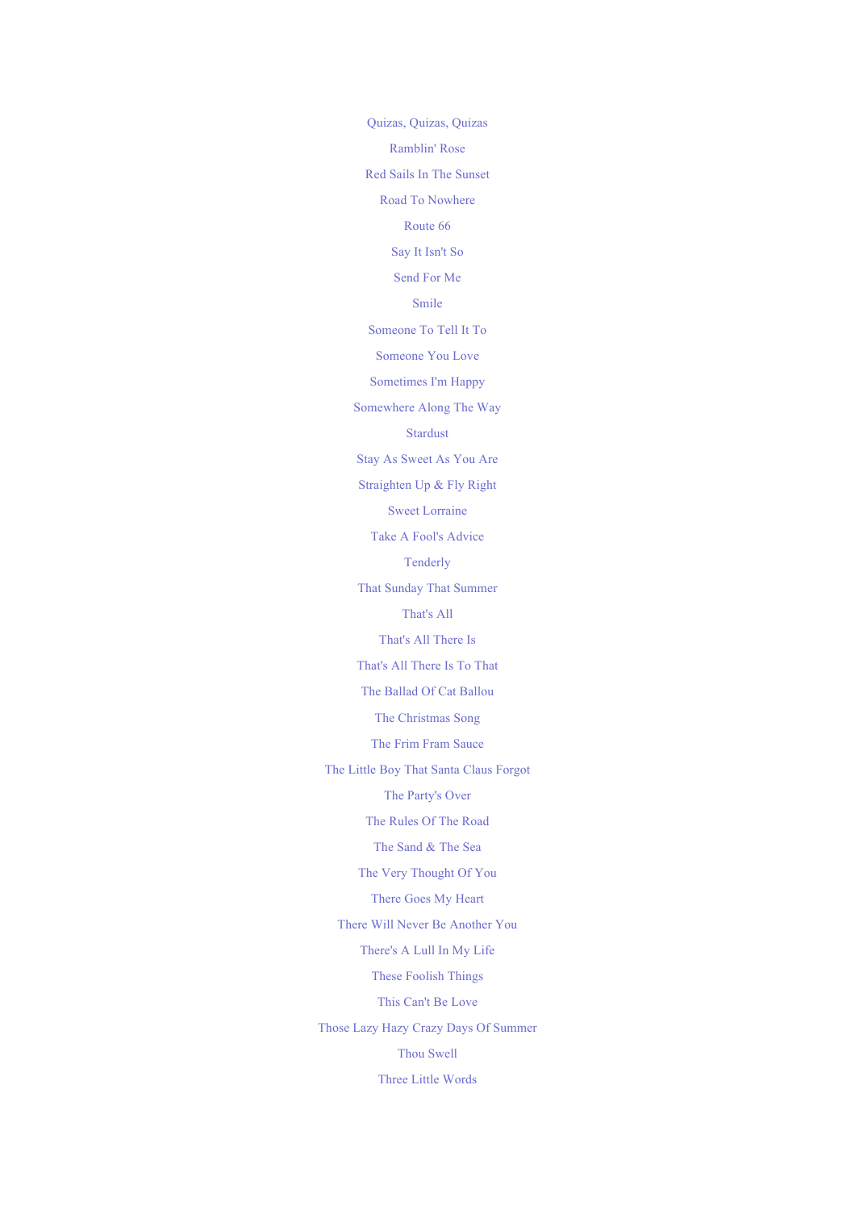Quizas, Quizas, Quizas

Ramblin' Rose

Red Sails In The Sunset

Road To Nowhere

Route 66

Say It Isn't So

Send For Me

Smile

Someone To Tell It To

Someone You Love

Sometimes I'm Happy

Somewhere Along The Way

Stardust

Stay As Sweet As You Are

Straighten Up & Fly Right

Sweet Lorraine

Take A Fool's Advice

Tenderly

That Sunday That Summer

That's All

That's All There Is

That's All There Is To That

The Ballad Of Cat Ballou

The Christmas Song

The Frim Fram Sauce

The Little Boy That Santa Claus Forgot

The Party's Over

The Rules Of The Road

The Sand & The Sea

The Very Thought Of You

There Goes My Heart

There Will Never Be Another You

There's A Lull In My Life

These Foolish Things

This Can't Be Love

Those Lazy Hazy Crazy Days Of Summer

Thou Swell

Three Little Words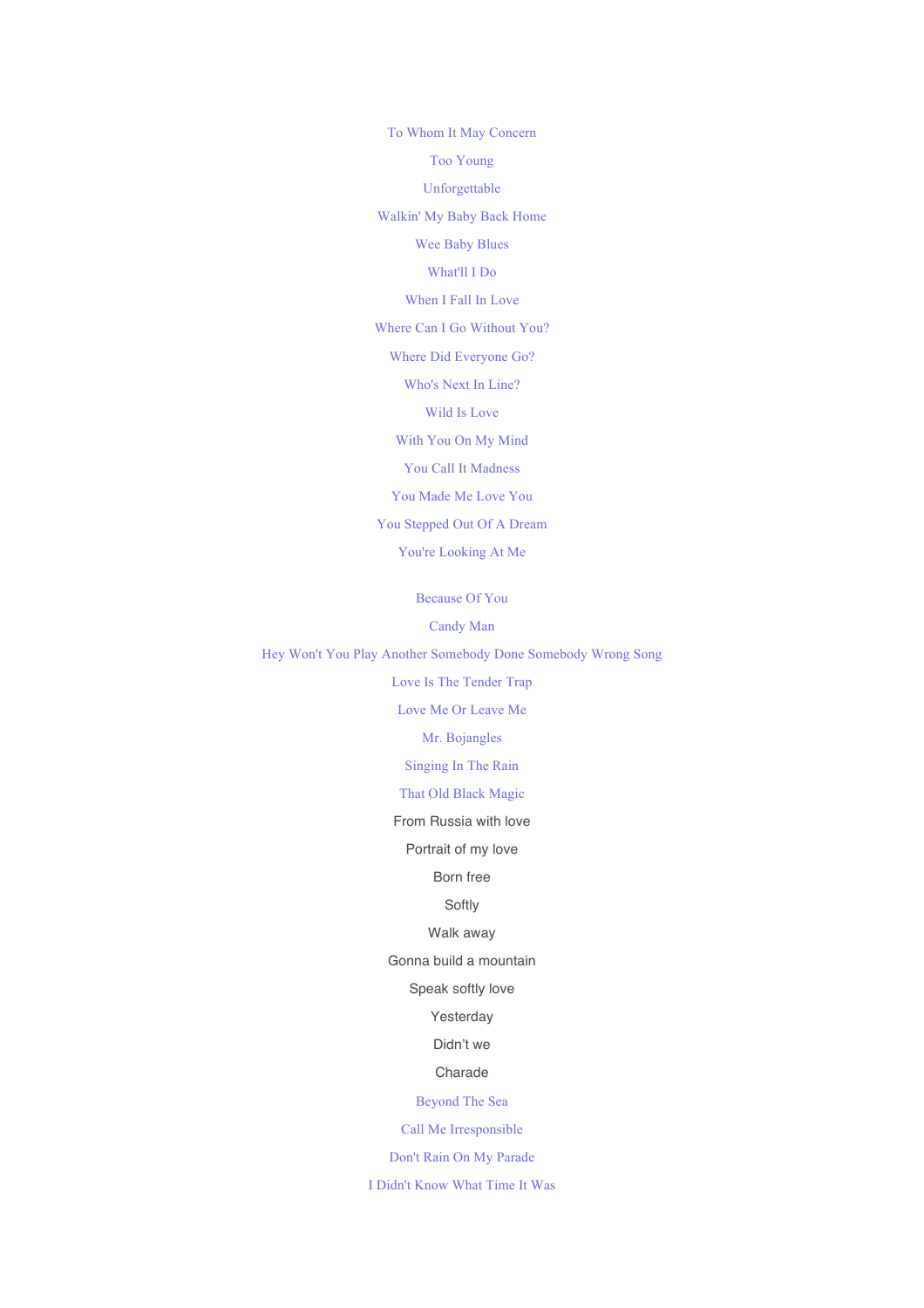To Whom It May Concern

Too Young

Unforgettable

Walkin' My Baby Back Home

Wee Baby Blues

What'll I Do

When I Fall In Love

Where Can I Go Without You?

Where Did Everyone Go?

Who's Next In Line?

Wild Is Love

With You On My Mind

You Call It Madness

You Made Me Love You

You Stepped Out Of A Dream

You're Looking At Me

Because Of You

Candy Man

Hey Won't You Play Another Somebody Done Somebody Wrong Song

Love Is The Tender Trap

Love Me Or Leave Me

Mr. Bojangles

Singing In The Rain

That Old Black Magic

From Russia with love

Portrait of my love

Born free

Softly

Walk away

Gonna build a mountain

Speak softly love

Yesterday

Didn't we

Charade

Beyond The Sea

Call Me Irresponsible

Don't Rain On My Parade

I Didn't Know What Time It Was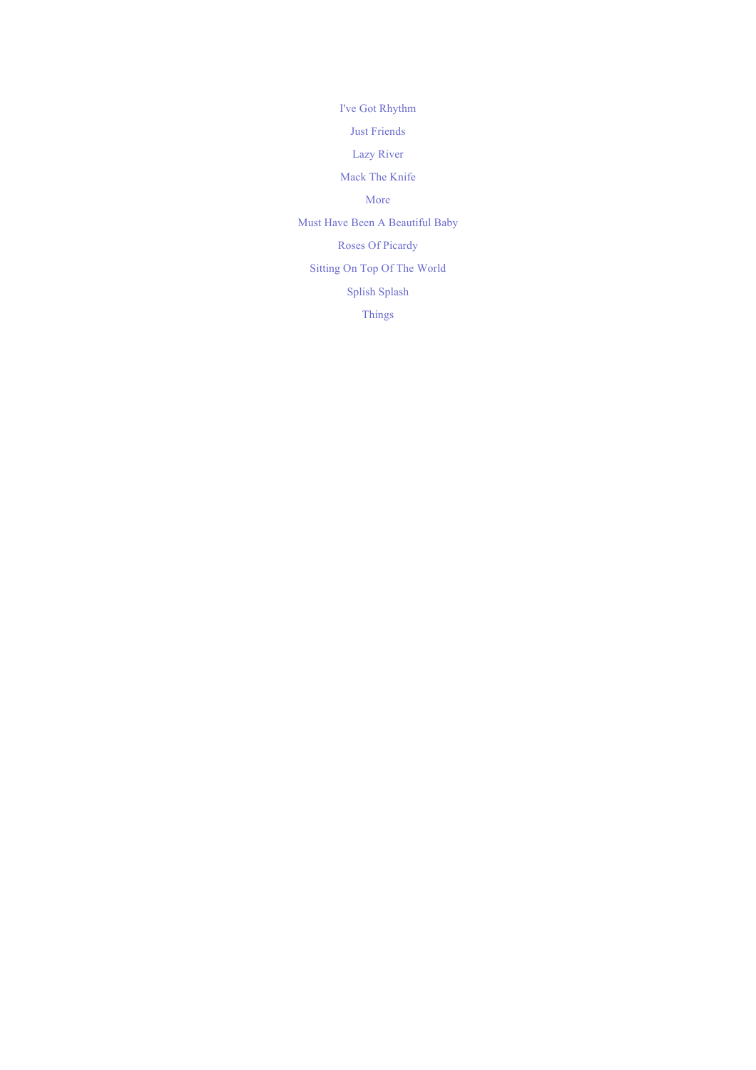I've Got Rhythm

Just Friends

Lazy River

Mack The Knife

More

Must Have Been A Beautiful Baby

Roses Of Picardy

Sitting On Top Of The World

Splish Splash

Things